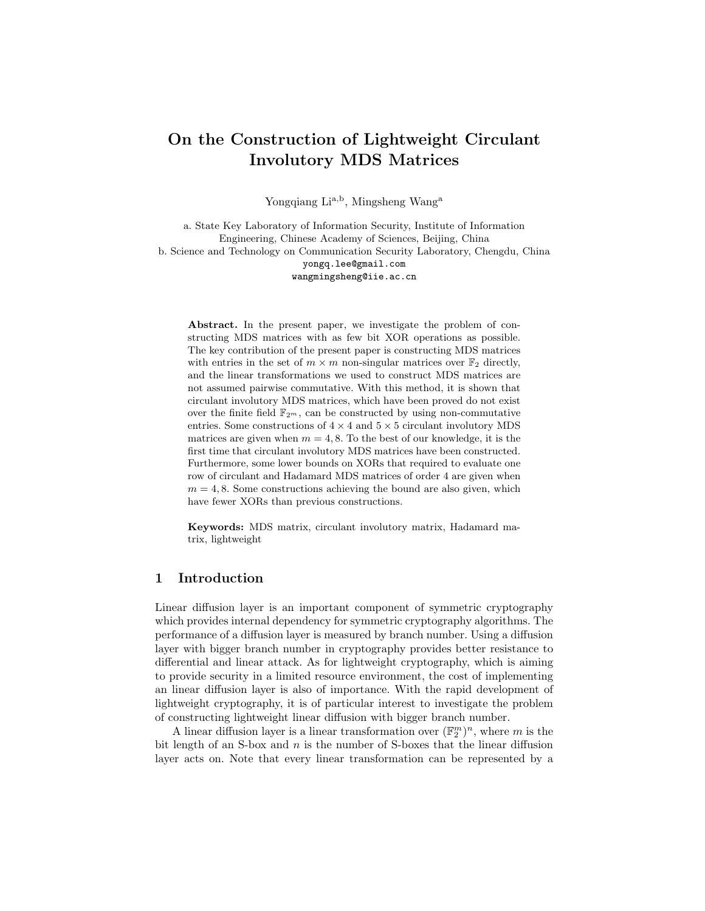# On the Construction of Lightweight Circulant Involutory MDS Matrices

Yongqiang Li[a,b], Mingsheng Wang[a]

a. State Key Laboratory of Information Security, Institute of Information Engineering, Chinese Academy of Sciences, Beijing, China

b. Science and Technology on Communication Security Laboratory, Chengdu, China

yongq.lee@gmail.com

wangmingsheng@iie.ac.cn

**Abstract.** In the present paper, we investigate the problem of constructing MDS matrices with as few bit XOR operations as possible. The key contribution of the present paper is constructing MDS matrices with entries in the set of $m \times m$ non-singular matrices over $\mathbb{F}_2$ directly, and the linear transformations we used to construct MDS matrices are not assumed pairwise commutative. With this method, it is shown that circulant involutory MDS matrices, which have been proved do not exist over the finite field $\mathbb{F}_{2^m}$, can be constructed by using non-commutative entries. Some constructions of $4 \times 4$ and $5 \times 5$ circulant involutory MDS matrices are given when $m = 4, 8$. To the best of our knowledge, it is the first time that circulant involutory MDS matrices have been constructed. Furthermore, some lower bounds on XORs that required to evaluate one row of circulant and Hadamard MDS matrices of order 4 are given when $m = 4, 8$. Some constructions achieving the bound are also given, which have fewer XORs than previous constructions.

**Keywords:** MDS matrix, circulant involutory matrix, Hadamard matrix, lightweight

## 1 Introduction

Linear diffusion layer is an important component of symmetric cryptography which provides internal dependency for symmetric cryptography algorithms. The performance of a diffusion layer is measured by branch number. Using a diffusion layer with bigger branch number in cryptography provides better resistance to differential and linear attack. As for lightweight cryptography, which is aiming to provide security in a limited resource environment, the cost of implementing an linear diffusion layer is also of importance. With the rapid development of lightweight cryptography, it is of particular interest to investigate the problem of constructing lightweight linear diffusion with bigger branch number.

A linear diffusion layer is a linear transformation over $(\mathbb{F}_2^m)^n$, where $m$ is the bit length of an S-box and $n$ is the number of S-boxes that the linear diffusion layer acts on. Note that every linear transformation can be represented by a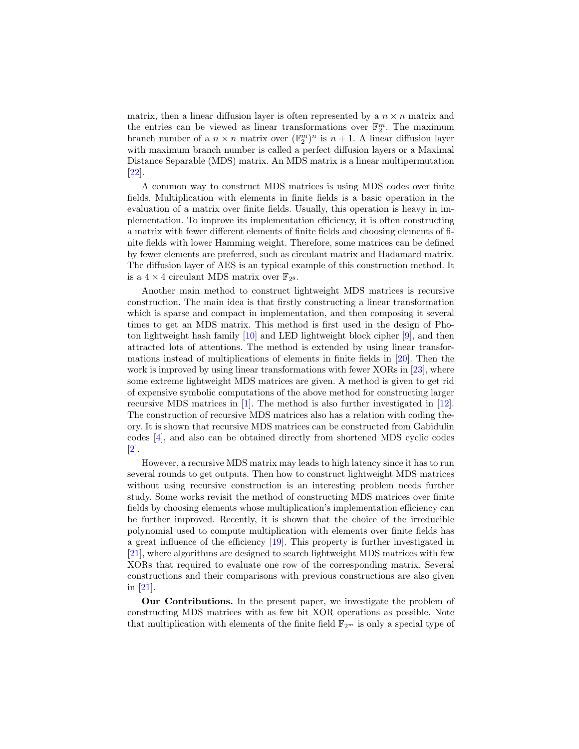matrix, then a linear diffusion layer is often represented by a $n \times n$ matrix and the entries can be viewed as linear transformations over $\mathbb{F}_2^m$. The maximum branch number of a $n \times n$ matrix over $(\mathbb{F}_2^m)^n$ is $n+1$. A linear diffusion layer with maximum branch number is called a perfect diffusion layers or a Maximal Distance Separable (MDS) matrix. An MDS matrix is a linear multipermutation [22].

A common way to construct MDS matrices is using MDS codes over finite fields. Multiplication with elements in finite fields is a basic operation in the evaluation of a matrix over finite fields. Usually, this operation is heavy in implementation. To improve its implementation efficiency, it is often constructing a matrix with fewer different elements of finite fields and choosing elements of finite fields with lower Hamming weight. Therefore, some matrices can be defined by fewer elements are preferred, such as circulant matrix and Hadamard matrix. The diffusion layer of AES is an typical example of this construction method. It is a $4 \times 4$ circulant MDS matrix over $\mathbb{F}_{2^8}$.

Another main method to construct lightweight MDS matrices is recursive construction. The main idea is that firstly constructing a linear transformation which is sparse and compact in implementation, and then composing it several times to get an MDS matrix. This method is first used in the design of Photon lightweight hash family [10] and LED lightweight block cipher [9], and then attracted lots of attentions. The method is extended by using linear transformations instead of multiplications of elements in finite fields in [20]. Then the work is improved by using linear transformations with fewer XORs in [23], where some extreme lightweight MDS matrices are given. A method is given to get rid of expensive symbolic computations of the above method for constructing larger recursive MDS matrices in [1]. The method is also further investigated in [12]. The construction of recursive MDS matrices also has a relation with coding theory. It is shown that recursive MDS matrices can be constructed from Gabidulin codes [4], and also can be obtained directly from shortened MDS cyclic codes [2].

However, a recursive MDS matrix may leads to high latency since it has to run several rounds to get outputs. Then how to construct lightweight MDS matrices without using recursive construction is an interesting problem needs further study. Some works revisit the method of constructing MDS matrices over finite fields by choosing elements whose multiplication's implementation efficiency can be further improved. Recently, it is shown that the choice of the irreducible polynomial used to compute multiplication with elements over finite fields has a great influence of the efficiency [19]. This property is further investigated in [21], where algorithms are designed to search lightweight MDS matrices with few XORs that required to evaluate one row of the corresponding matrix. Several constructions and their comparisons with previous constructions are also given in [21].

**Our Contributions.** In the present paper, we investigate the problem of constructing MDS matrices with as few bit XOR operations as possible. Note that multiplication with elements of the finite field $\mathbb{F}_{2^m}$ is only a special type of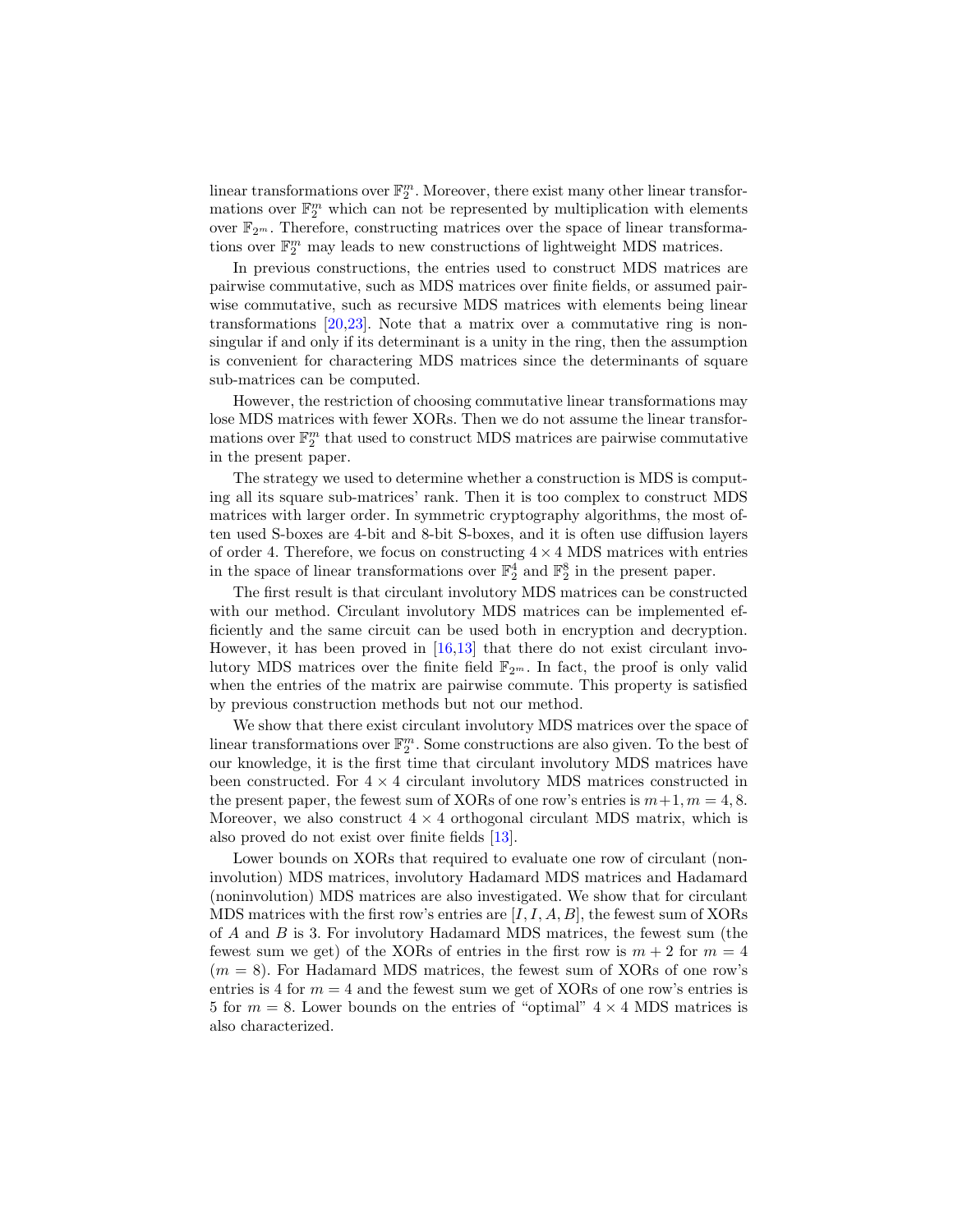linear transformations over $\mathbb{F}_2^m$. Moreover, there exist many other linear transformations over $\mathbb{F}_2^m$ which can not be represented by multiplication with elements over $\mathbb{F}_{2^m}$. Therefore, constructing matrices over the space of linear transformations over $\mathbb{F}_2^m$ may leads to new constructions of lightweight MDS matrices.

In previous constructions, the entries used to construct MDS matrices are pairwise commutative, such as MDS matrices over finite fields, or assumed pairwise commutative, such as recursive MDS matrices with elements being linear transformations [20,23]. Note that a matrix over a commutative ring is nonsingular if and only if its determinant is a unity in the ring, then the assumption is convenient for charactering MDS matrices since the determinants of square sub-matrices can be computed.

However, the restriction of choosing commutative linear transformations may lose MDS matrices with fewer XORs. Then we do not assume the linear transformations over $\mathbb{F}_2^m$ that used to construct MDS matrices are pairwise commutative in the present paper.

The strategy we used to determine whether a construction is MDS is computing all its square sub-matrices' rank. Then it is too complex to construct MDS matrices with larger order. In symmetric cryptography algorithms, the most often used S-boxes are 4-bit and 8-bit S-boxes, and it is often use diffusion layers of order 4. Therefore, we focus on constructing $4 \times 4$ MDS matrices with entries in the space of linear transformations over $\mathbb{F}_2^4$ and $\mathbb{F}_2^8$ in the present paper.

The first result is that circulant involutory MDS matrices can be constructed with our method. Circulant involutory MDS matrices can be implemented efficiently and the same circuit can be used both in encryption and decryption. However, it has been proved in [16,13] that there do not exist circulant involutory MDS matrices over the finite field $\mathbb{F}_{2^m}$. In fact, the proof is only valid when the entries of the matrix are pairwise commute. This property is satisfied by previous construction methods but not our method.

We show that there exist circulant involutory MDS matrices over the space of linear transformations over $\mathbb{F}_2^m$. Some constructions are also given. To the best of our knowledge, it is the first time that circulant involutory MDS matrices have been constructed. For $4 \times 4$ circulant involutory MDS matrices constructed in the present paper, the fewest sum of XORs of one row's entries is $m+1, m = 4, 8$. Moreover, we also construct $4 \times 4$ orthogonal circulant MDS matrix, which is also proved do not exist over finite fields [13].

Lower bounds on XORs that required to evaluate one row of circulant (noninvolution) MDS matrices, involutory Hadamard MDS matrices and Hadamard (noninvolution) MDS matrices are also investigated. We show that for circulant MDS matrices with the first row's entries are $[I, I, A, B]$, the fewest sum of XORs of $A$ and $B$ is 3. For involutory Hadamard MDS matrices, the fewest sum (the fewest sum we get) of the XORs of entries in the first row is $m + 2$ for $m = 4$ ($m = 8$). For Hadamard MDS matrices, the fewest sum of XORs of one row's entries is 4 for $m = 4$ and the fewest sum we get of XORs of one row's entries is 5 for $m = 8$. Lower bounds on the entries of "optimal" $4 \times 4$ MDS matrices is also characterized.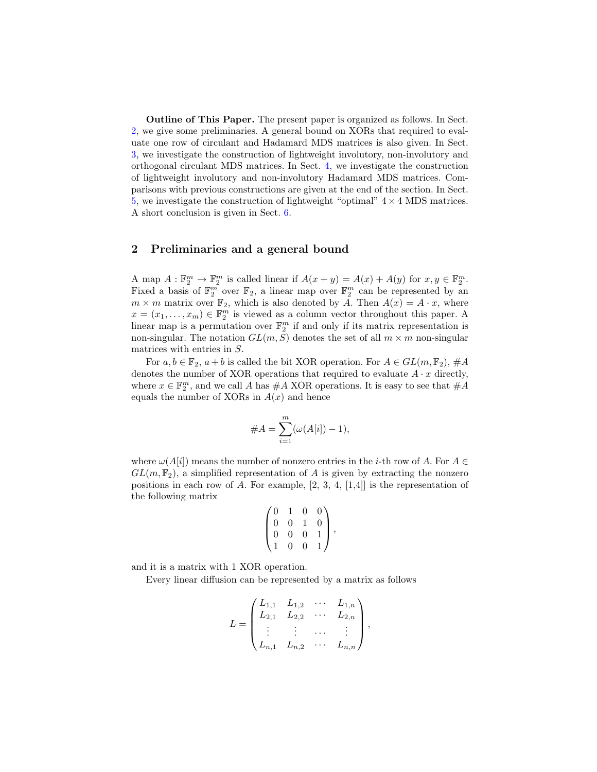**Outline of This Paper.** The present paper is organized as follows. In Sect. 2, we give some preliminaries. A general bound on XORs that required to evaluate one row of circulant and Hadamard MDS matrices is also given. In Sect. 3, we investigate the construction of lightweight involutory, non-involutory and orthogonal circulant MDS matrices. In Sect. 4, we investigate the construction of lightweight involutory and non-involutory Hadamard MDS matrices. Comparisons with previous constructions are given at the end of the section. In Sect. 5, we investigate the construction of lightweight "optimal" $4 \times 4$ MDS matrices. A short conclusion is given in Sect. 6.

## 2 Preliminaries and a general bound

A map $A : \mathbb{F}_2^m \to \mathbb{F}_2^m$ is called linear if $A(x + y) = A(x) + A(y)$ for $x, y \in \mathbb{F}_2^m$. Fixed a basis of $\mathbb{F}_2^m$ over $\mathbb{F}_2$, a linear map over $\mathbb{F}_2^m$ can be represented by an $m \times m$ matrix over $\mathbb{F}_2$, which is also denoted by $A$. Then $A(x) = A \cdot x$, where $x = (x_1, \dots, x_m) \in \mathbb{F}_2^m$ is viewed as a column vector throughout this paper. A linear map is a permutation over $\mathbb{F}_2^m$ if and only if its matrix representation is non-singular. The notation $GL(m, S)$ denotes the set of all $m \times m$ non-singular matrices with entries in $S$.

For $a, b \in \mathbb{F}_2$, $a + b$ is called the bit XOR operation. For $A \in GL(m, \mathbb{F}_2)$, $\#A$ denotes the number of XOR operations that required to evaluate $A \cdot x$ directly, where $x \in \mathbb{F}_2^m$, and we call $A$ has $\#A$ XOR operations. It is easy to see that $\#A$ equals the number of XORs in $A(x)$ and hence

$$\#A = \sum_{i=1}^{m} (\omega(A[i]) - 1),$$

where $\omega(A[i])$ means the number of nonzero entries in the $i$-th row of $A$. For $A \in GL(m, \mathbb{F}_2)$, a simplified representation of $A$ is given by extracting the nonzero positions in each row of $A$. For example, [2, 3, 4, [1,4]] is the representation of the following matrix

$$\begin{pmatrix} 0 & 1 & 0 & 0 \\ 0 & 0 & 1 & 0 \\ 0 & 0 & 0 & 1 \\ 1 & 0 & 0 & 1 \end{pmatrix},$$

and it is a matrix with 1 XOR operation.

Every linear diffusion can be represented by a matrix as follows

$$L = \begin{pmatrix} L_{1,1} & L_{1,2} & \cdots & L_{1,n} \\ L_{2,1} & L_{2,2} & \cdots & L_{2,n} \\ \vdots & \vdots & \dots & \vdots \\ L_{n,1} & L_{n,2} & \cdots & L_{n,n} \end{pmatrix},$$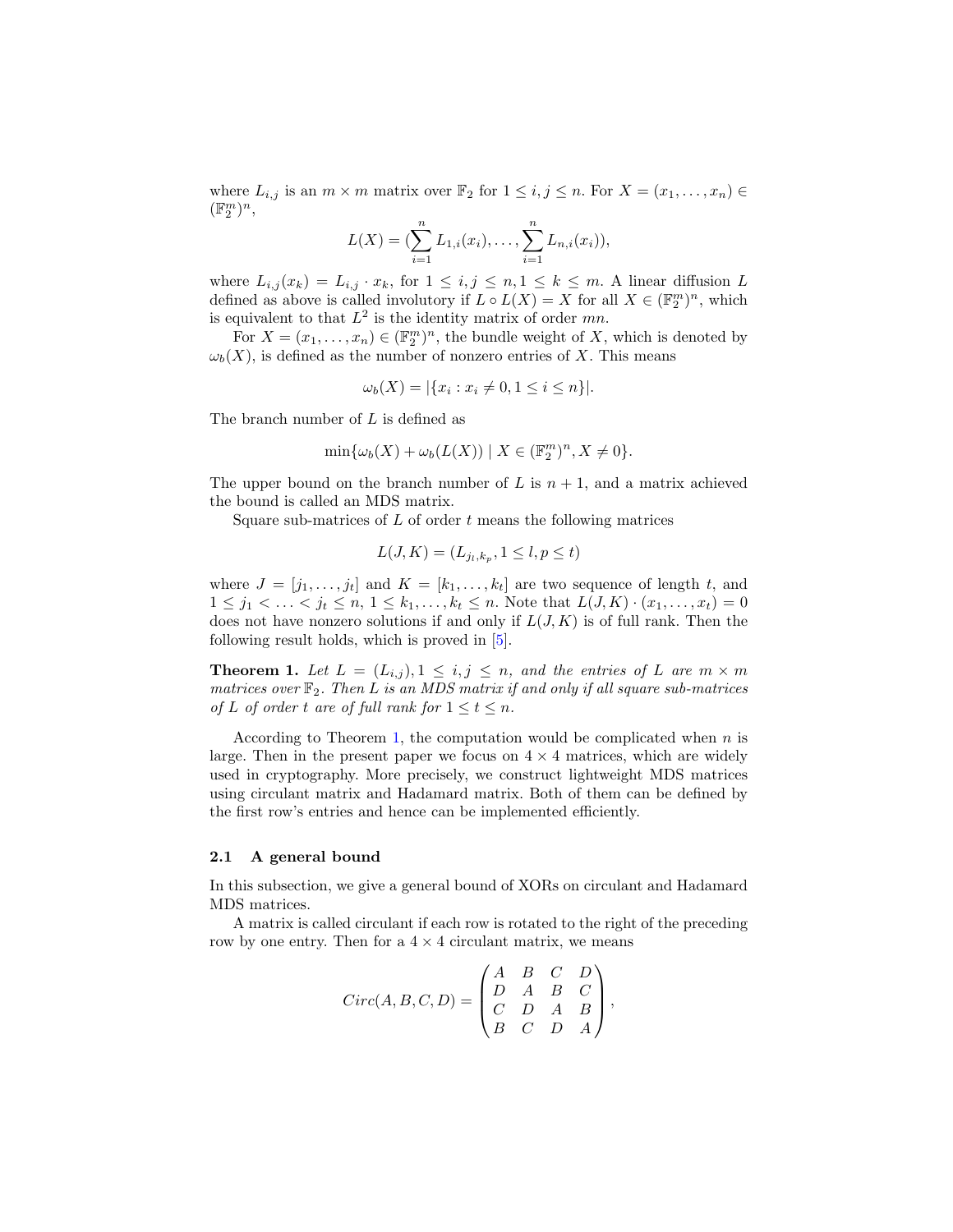where $L_{i,j}$ is an $m \times m$ matrix over $\mathbb{F}_2$ for $1 \leq i, j \leq n$. For $X = (x_1, \ldots, x_n) \in (\mathbb{F}_2^m)^n$,

$$L(X) = (\sum_{i=1}^{n} L_{1,i}(x_i), \ldots, \sum_{i=1}^{n} L_{n,i}(x_i)),$$

where $L_{i,j}(x_k) = L_{i,j} \cdot x_k$, for $1 \leq i, j \leq n, 1 \leq k \leq m$. A linear diffusion $L$ defined as above is called involutory if $L \circ L(X) = X$ for all $X \in (\mathbb{F}_2^m)^n$, which is equivalent to that $L^2$ is the identity matrix of order $mn$.

For $X = (x_1, \ldots, x_n) \in (\mathbb{F}_2^m)^n$, the bundle weight of $X$, which is denoted by $\omega_b(X)$, is defined as the number of nonzero entries of $X$. This means

$$\omega_b(X) = |\{x_i : x_i \neq 0, 1 \leq i \leq n\}|.$$

The branch number of $L$ is defined as

$$\min\{\omega_b(X) + \omega_b(L(X)) \mid X \in (\mathbb{F}_2^m)^n, X \neq 0\}.$$

The upper bound on the branch number of $L$ is $n+1$, and a matrix achieved the bound is called an MDS matrix.

Square sub-matrices of $L$ of order $t$ means the following matrices

$$L(J, K) = (L_{j_l, k_p}, 1 \leq l, p \leq t)$$

where $J = [j_1, \ldots, j_t]$ and $K = [k_1, \ldots, k_t]$ are two sequence of length $t$, and $1 \leq j_1 < \ldots < j_t \leq n$, $1 \leq k_1, \ldots, k_t \leq n$. Note that $L(J, K) \cdot (x_1, \ldots, x_t) = 0$ does not have nonzero solutions is if and only if $L(J, K)$ is of full rank. Then the following result holds, which is proved in [5].

**Theorem 1.** *Let $L = (L_{i,j}), 1 \leq i, j \leq n$, and the entries of $L$ are $m \times m$ matrices over $\mathbb{F}_2$. Then $L$ is an MDS matrix if and only if all square sub-matrices of $L$ of order $t$ are of full rank for $1 \leq t \leq n$.*

According to Theorem 1, the computation would be complicated when $n$ is large. Then in the present paper we focus on $4 \times 4$ matrices, which are widely used in cryptography. More precisely, we construct lightweight MDS matrices using circulant matrix and Hadamard matrix. Both of them can be defined by the first row's entries and hence can be implemented efficiently.

### 2.1 A general bound

In this subsection, we give a general bound of XORs on circulant and Hadamard MDS matrices.

A matrix is called circulant if each row is rotated to the right of the preceding row by one entry. Then for a $4 \times 4$ circulant matrix, we means

$$Circ(A, B, C, D) = \begin{pmatrix} A & B & C & D \\ D & A & B & C \\ C & D & A & B \\ B & C & D & A \end{pmatrix},$$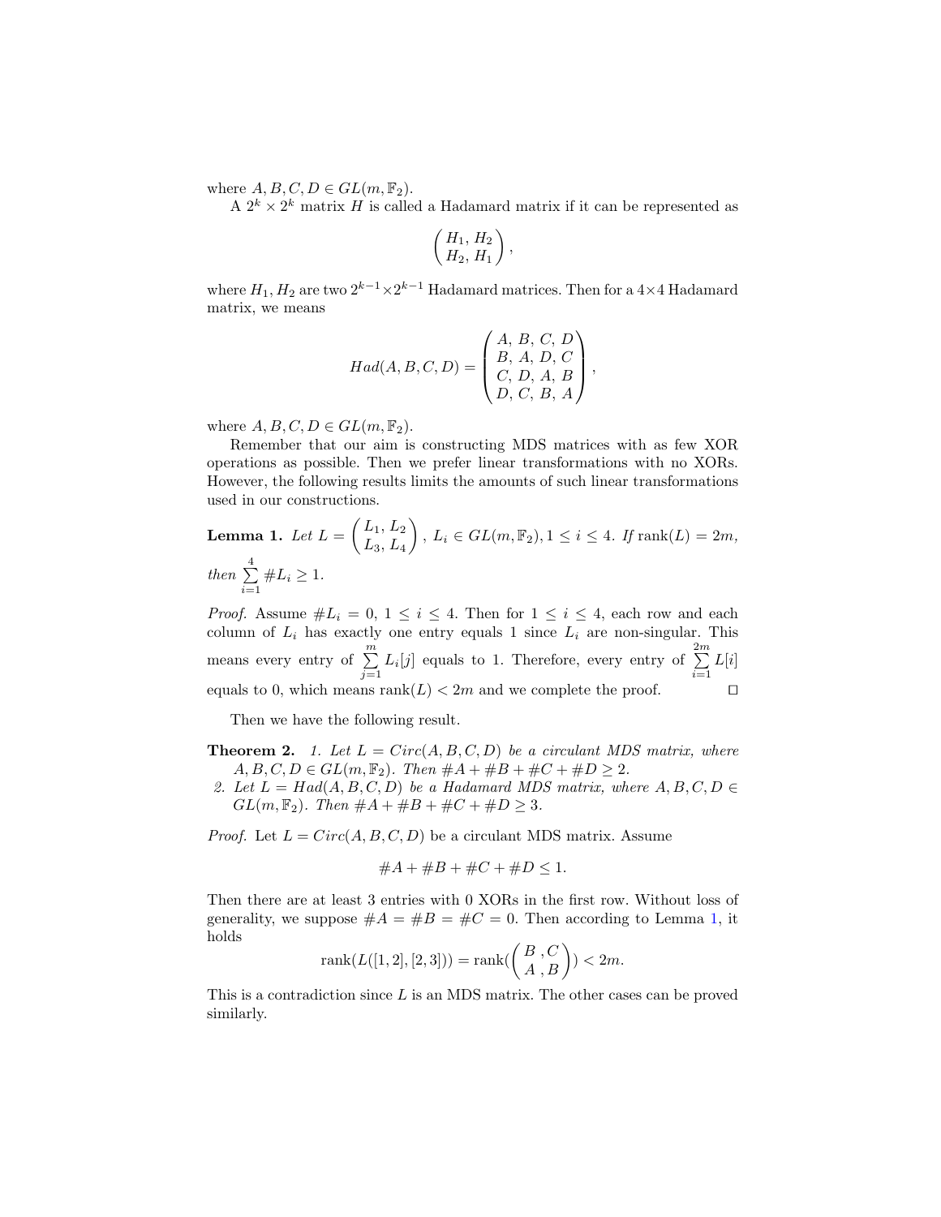where $A, B, C, D \in GL(m, \mathbb{F}_2)$.

A $2^k \times 2^k$ matrix $H$ is called a Hadamard matrix if it can be represented as

$$\begin{pmatrix} H_1, H_2 \\ H_2, H_1 \end{pmatrix},$$

where $H_1, H_2$ are two $2^{k-1} \times 2^{k-1}$ Hadamard matrices. Then for a $4 \times 4$ Hadamard matrix, we means

$$Had(A, B, C, D) = \begin{pmatrix} A, B, C, D \\ B, A, D, C \\ C, D, A, B \\ D, C, B, A \end{pmatrix},$$

where $A, B, C, D \in GL(m, \mathbb{F}_2)$.

Remember that our aim is constructing MDS matrices with as few XOR operations as possible. Then we prefer linear transformations with no XORs. However, the following results limits the amounts of such linear transformations used in our constructions.

**Lemma 1.** *Let* $L = \begin{pmatrix} L_1, L_2 \\ L_3, L_4 \end{pmatrix}$, $L_i \in GL(m, \mathbb{F}_2), 1 \le i \le 4$. *If* $\mathrm{rank}(L) = 2m$, *then* $\sum_{i=1}^{4} \#L_i \ge 1$.

*Proof.* Assume $\#L_i = 0$, $1 \le i \le 4$. Then for $1 \le i \le 4$, each row and each column of $L_i$ has exactly one entry equals 1 since $L_i$ are non-singular. This means every entry of $\sum_{j=1}^{m} L_i[j]$ equals to 1. Therefore, every entry of $\sum_{i=1}^{2m} L[i]$ equals to 0, which means $\mathrm{rank}(L) < 2m$ and we complete the proof. □

Then we have the following result.

**Theorem 2.**
1. *Let* $L = Circ(A, B, C, D)$ *be a circulant MDS matrix, where* $A, B, C, D \in GL(m, \mathbb{F}_2)$. *Then* $\#A + \#B + \#C + \#D \ge 2$.
2. *Let* $L = Had(A, B, C, D)$ *be a Hadamard MDS matrix, where* $A, B, C, D \in GL(m, \mathbb{F}_2)$. *Then* $\#A + \#B + \#C + \#D \ge 3$.

*Proof.* Let $L = Circ(A, B, C, D)$ be a circulant MDS matrix. Assume

$$\#A + \#B + \#C + \#D \le 1.$$

Then there are at least 3 entries with 0 XORs in the first row. Without loss of generality, we suppose $\#A = \#B = \#C = 0$. Then according to Lemma 1, it holds

$$\mathrm{rank}(L([1, 2], [2, 3])) = \mathrm{rank}(\begin{pmatrix} B, C \\ A, B \end{pmatrix}) < 2m.$$

This is a contradiction since $L$ is an MDS matrix. The other cases can be proved similarly.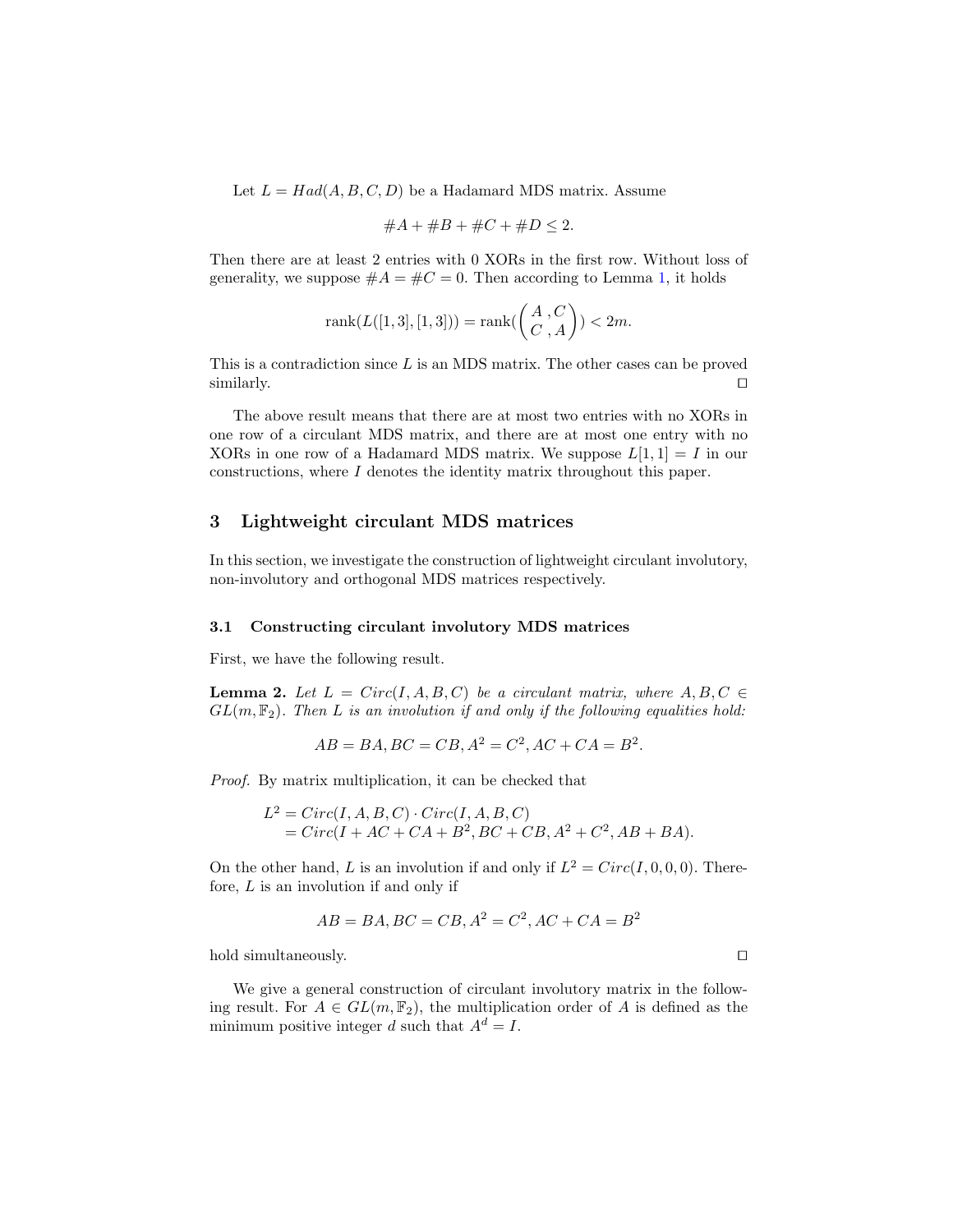Let $L = Had(A, B, C, D)$ be a Hadamard MDS matrix. Assume

$$\#A + \#B + \#C + \#D \leq 2.$$

Then there are at least 2 entries with 0 XORs in the first row. Without loss of generality, we suppose $\#A = \#C = 0$. Then according to Lemma 1, it holds

$$\text{rank}(L([1,3],[1,3])) = \text{rank}(\begin{pmatrix} A\ , C \\ C\ , A \end{pmatrix}) < 2m.$$

This is a contradiction since $L$ is an MDS matrix. The other cases can be proved similarly. $\square$

The above result means that there are at most two entries with no XORs in one row of a circulant MDS matrix, and there are at most one entry with no XORs in one row of a Hadamard MDS matrix. We suppose $L[1,1] = I$ in our constructions, where $I$ denotes the identity matrix throughout this paper.

## 3 Lightweight circulant MDS matrices

In this section, we investigate the construction of lightweight circulant involutory, non-involutory and orthogonal MDS matrices respectively.

### 3.1 Constructing circulant involutory MDS matrices

First, we have the following result.

**Lemma 2.** *Let $L = Circ(I, A, B, C)$ be a circulant matrix, where $A, B, C \in GL(m, \mathbb{F}_2)$. Then $L$ is an involution if and only if the following equalities hold:*

$$AB = BA, BC = CB, A^2 = C^2, AC + CA = B^2.$$

*Proof.* By matrix multiplication, it can be checked that

$$\begin{aligned} L^2 &= Circ(I, A, B, C) \cdot Circ(I, A, B, C) \\ &= Circ(I + AC + CA + B^2, BC + CB, A^2 + C^2, AB + BA). \end{aligned}$$

On the other hand, $L$ is an involution if and only if $L^2 = Circ(I, 0, 0, 0)$. Therefore, $L$ is an involution if and only if

$$AB = BA, BC = CB, A^2 = C^2, AC + CA = B^2$$

hold simultaneously. $\square$

We give a general construction of circulant involutory matrix in the following result. For $A \in GL(m, \mathbb{F}_2)$, the multiplication order of $A$ is defined as the minimum positive integer $d$ such that $A^d = I$.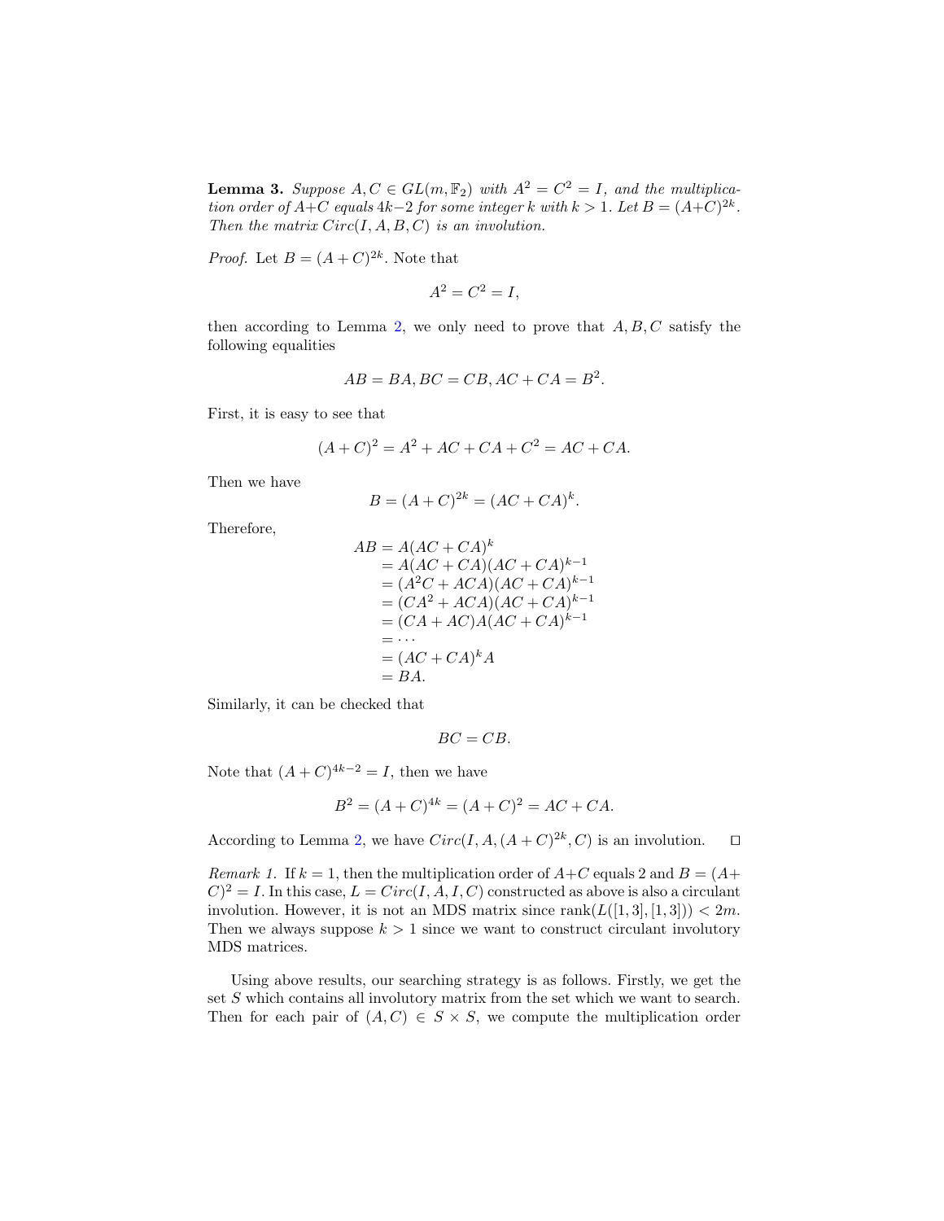**Lemma 3.** *Suppose $A, C \in GL(m, \mathbb{F}_2)$ with $A^2 = C^2 = I$, and the multiplication order of $A+C$ equals $4k-2$ for some integer $k$ with $k > 1$. Let $B = (A+C)^{2k}$. Then the matrix $Circ(I, A, B, C)$ is an involution.*

*Proof.* Let $B = (A+C)^{2k}$. Note that

$$A^2 = C^2 = I,$$

then according to Lemma 2, we only need to prove that $A, B, C$ satisfy the following equalities

$$AB = BA, BC = CB, AC + CA = B^2.$$

First, it is easy to see that

$$(A+C)^2 = A^2 + AC + CA + C^2 = AC + CA.$$

Then we have

$$B = (A+C)^{2k} = (AC + CA)^k.$$

Therefore,

$$\begin{aligned}
AB &= A(AC + CA)^k \\
&= A(AC + CA)(AC + CA)^{k-1} \\
&= (A^2C + ACA)(AC + CA)^{k-1} \\
&= (CA^2 + ACA)(AC + CA)^{k-1} \\
&= (CA + AC)A(AC + CA)^{k-1} \\
&= \cdots \\
&= (AC + CA)^k A \\
&= BA.
\end{aligned}$$

Similarly, it can be checked that

$$BC = CB.$$

Note that $(A+C)^{4k-2} = I$, then we have

$$B^2 = (A+C)^{4k} = (A+C)^2 = AC + CA.$$

According to Lemma 2, we have $Circ(I, A, (A+C)^{2k}, C)$ is an involution. □

*Remark 1.* If $k = 1$, then the multiplication order of $A+C$ equals 2 and $B = (A+C)^2 = I$. In this case, $L = Circ(I, A, I, C)$ constructed as above is also a circulant involution. However, it is not an MDS matrix since $\text{rank}(L([1,3],[1,3])) < 2m$. Then we always suppose $k > 1$ since we want to construct circulant involutory MDS matrices.

Using above results, our searching strategy is as follows. Firstly, we get the set $S$ which contains all involutory matrix from the set which we want to search. Then for each pair of $(A, C) \in S \times S$, we compute the multiplication order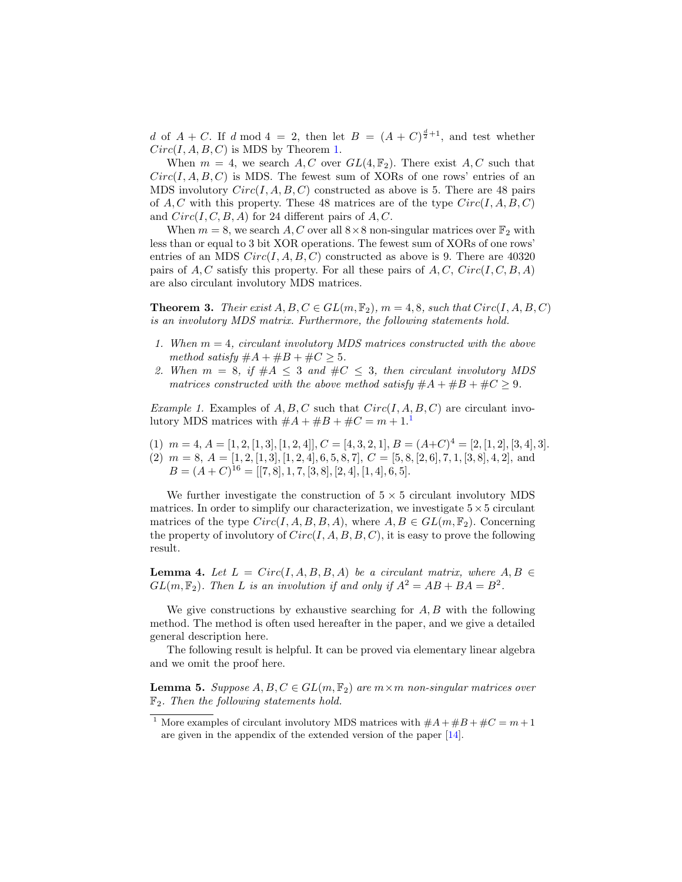$d$ of $A+C$. If $d \bmod 4 = 2$, then let $B = (A+C)^{\frac{d}{2}+1}$, and test whether $Circ(I, A, B, C)$ is MDS by Theorem 1.

When $m = 4$, we search $A, C$ over $GL(4, \mathbb{F}_2)$. There exist $A, C$ such that $Circ(I, A, B, C)$ is MDS. The fewest sum of XORs of one rows' entries of an MDS involutory $Circ(I, A, B, C)$ constructed as above is 5. There are 48 pairs of $A, C$ with this property. These 48 matrices are of the type $Circ(I, A, B, C)$ and $Circ(I, C, B, A)$ for 24 different pairs of $A, C$.

When $m = 8$, we search $A, C$ over all $8 \times 8$ non-singular matrices over $\mathbb{F}_2$ with less than or equal to 3 bit XOR operations. The fewest sum of XORs of one rows' entries of an MDS $Circ(I, A, B, C)$ constructed as above is 9. There are 40320 pairs of $A, C$ satisfy this property. For all these pairs of $A, C$, $Circ(I, C, B, A)$ are also circulant involutory MDS matrices.

**Theorem 3.** *Their exist $A, B, C \in GL(m, \mathbb{F}_2)$, $m = 4, 8$, such that $Circ(I, A, B, C)$ is an involutory MDS matrix. Furthermore, the following statements hold.*

1. *When $m = 4$, circulant involutory MDS matrices constructed with the above method satisfy $\#A + \#B + \#C \geq 5$.*
2. *When $m = 8$, if $\#A \leq 3$ and $\#C \leq 3$, then circulant involutory MDS matrices constructed with the above method satisfy $\#A + \#B + \#C \geq 9$.*

*Example 1.* Examples of $A, B, C$ such that $Circ(I, A, B, C)$ are circulant involutory MDS matrices with $\#A + \#B + \#C = m + 1$.[1]

(1) $m = 4$, $A = [1, 2, [1, 3], [1, 2, 4]]$, $C = [4, 3, 2, 1]$, $B = (A+C)^4 = [2, [1, 2], [3, 4], 3]$.
(2) $m = 8$, $A = [1, 2, [1, 3], [1, 2, 4], 6, 5, 8, 7]$, $C = [5, 8, [2, 6], 7, 1, [3, 8], 4, 2]$, and $B = (A+C)^{16} = [[7, 8], 1, 7, [3, 8], [2, 4], [1, 4], 6, 5]$.

We further investigate the construction of $5 \times 5$ circulant involutory MDS matrices. In order to simplify our characterization, we investigate $5 \times 5$ circulant matrices of the type $Circ(I, A, B, B, A)$, where $A, B \in GL(m, \mathbb{F}_2)$. Concerning the property of involutory of $Circ(I, A, B, B, C)$, it is easy to prove the following result.

**Lemma 4.** *Let $L = Circ(I, A, B, B, A)$ be a circulant matrix, where $A, B \in GL(m, \mathbb{F}_2)$. Then $L$ is an involution if and only if $A^2 = AB + BA = B^2$.*

We give constructions by exhaustive searching for $A, B$ with the following method. The method is often used hereafter in the paper, and we give a detailed general description here.

The following result is helpful. It can be proved via elementary linear algebra and we omit the proof here.

**Lemma 5.** *Suppose $A, B, C \in GL(m, \mathbb{F}_2)$ are $m \times m$ non-singular matrices over $\mathbb{F}_2$. Then the following statements hold.*

[1] More examples of circulant involutory MDS matrices with $\#A + \#B + \#C = m + 1$ are given in the appendix of the extended version of the paper [14].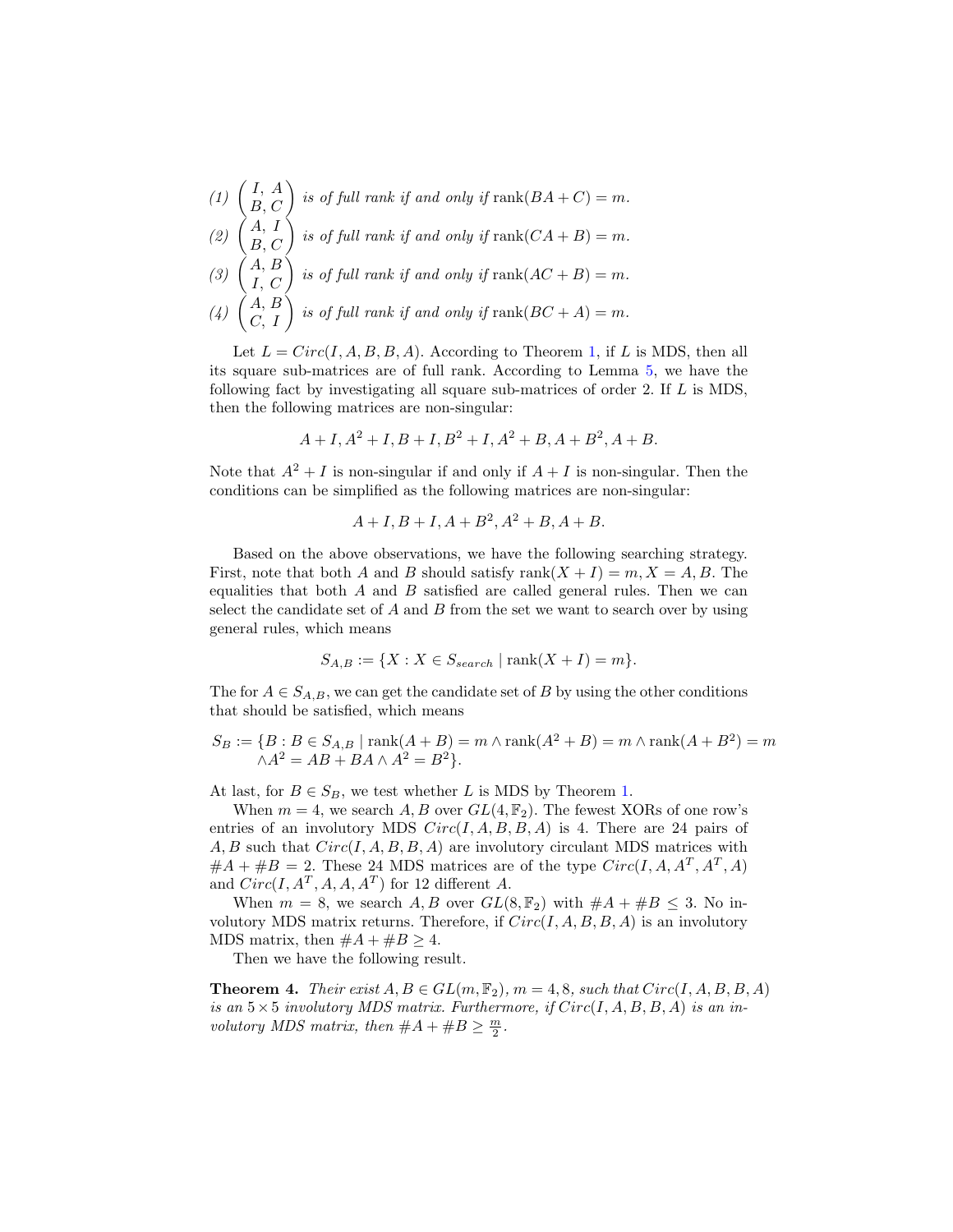*(1)* $\begin{pmatrix} I, & A \\ B, & C \end{pmatrix}$ *is of full rank if and only if* $\mathrm{rank}(BA + C) = m$.

*(2)* $\begin{pmatrix} A, & I \\ B, & C \end{pmatrix}$ *is of full rank if and only if* $\mathrm{rank}(CA + B) = m$.

*(3)* $\begin{pmatrix} A, & B \\ I, & C \end{pmatrix}$ *is of full rank if and only if* $\mathrm{rank}(AC + B) = m$.

*(4)* $\begin{pmatrix} A, & B \\ C, & I \end{pmatrix}$ *is of full rank if and only if* $\mathrm{rank}(BC + A) = m$.

Let $L = Circ(I, A, B, B, A)$. According to Theorem 1, if $L$ is MDS, then all its square sub-matrices are of full rank. According to Lemma 5, we have the following fact by investigating all square sub-matrices of order 2. If $L$ is MDS, then the following matrices are non-singular:

$$A + I, A^2 + I, B + I, B^2 + I, A^2 + B, A + B^2, A + B.$$

Note that $A^2 + I$ is non-singular if and only if $A + I$ is non-singular. Then the conditions can be simplified as the following matrices are non-singular:

$$A + I, B + I, A + B^2, A^2 + B, A + B.$$

Based on the above observations, we have the following searching strategy. First, note that both $A$ and $B$ should satisfy $\mathrm{rank}(X + I) = m, X = A, B$. The equalities that both $A$ and $B$ satisfied are called general rules. Then we can select the candidate set of $A$ and $B$ from the set we want to search over by using general rules, which means

$$S_{A,B} := \{X : X \in S_{search} \mid \mathrm{rank}(X + I) = m\}.$$

The for $A \in S_{A,B}$, we can get the candidate set of $B$ by using the other conditions that should be satisfied, which means

$$S_B := \{B : B \in S_{A,B} \mid \mathrm{rank}(A + B) = m \wedge \mathrm{rank}(A^2 + B) = m \wedge \mathrm{rank}(A + B^2) = m \\ \wedge A^2 = AB + BA \wedge A^2 = B^2\}.$$

At last, for $B \in S_B$, we test whether $L$ is MDS by Theorem 1.

When $m = 4$, we search $A, B$ over $GL(4, \mathbb{F}_2)$. The fewest XORs of one row's entries of an involutory MDS $Circ(I, A, B, B, A)$ is 4. There are 24 pairs of $A, B$ such that $Circ(I, A, B, B, A)$ are involutory circulant MDS matrices with $\#A + \#B = 2$. These 24 MDS matrices are of the type $Circ(I, A, A^T, A^T, A)$ and $Circ(I, A^T, A, A, A^T)$ for 12 different $A$.

When $m = 8$, we search $A, B$ over $GL(8, \mathbb{F}_2)$ with $\#A + \#B \leq 3$. No involutory MDS matrix returns. Therefore, if $Circ(I, A, B, B, A)$ is an involutory MDS matrix, then $\#A + \#B \geq 4$.

Then we have the following result.

**Theorem 4.** *Their exist* $A, B \in GL(m, \mathbb{F}_2)$, $m = 4, 8$, *such that* $Circ(I, A, B, B, A)$ *is an* $5 \times 5$ *involutory MDS matrix. Furthermore, if* $Circ(I, A, B, B, A)$ *is an involutory MDS matrix, then* $\#A + \#B \geq \frac{m}{2}$.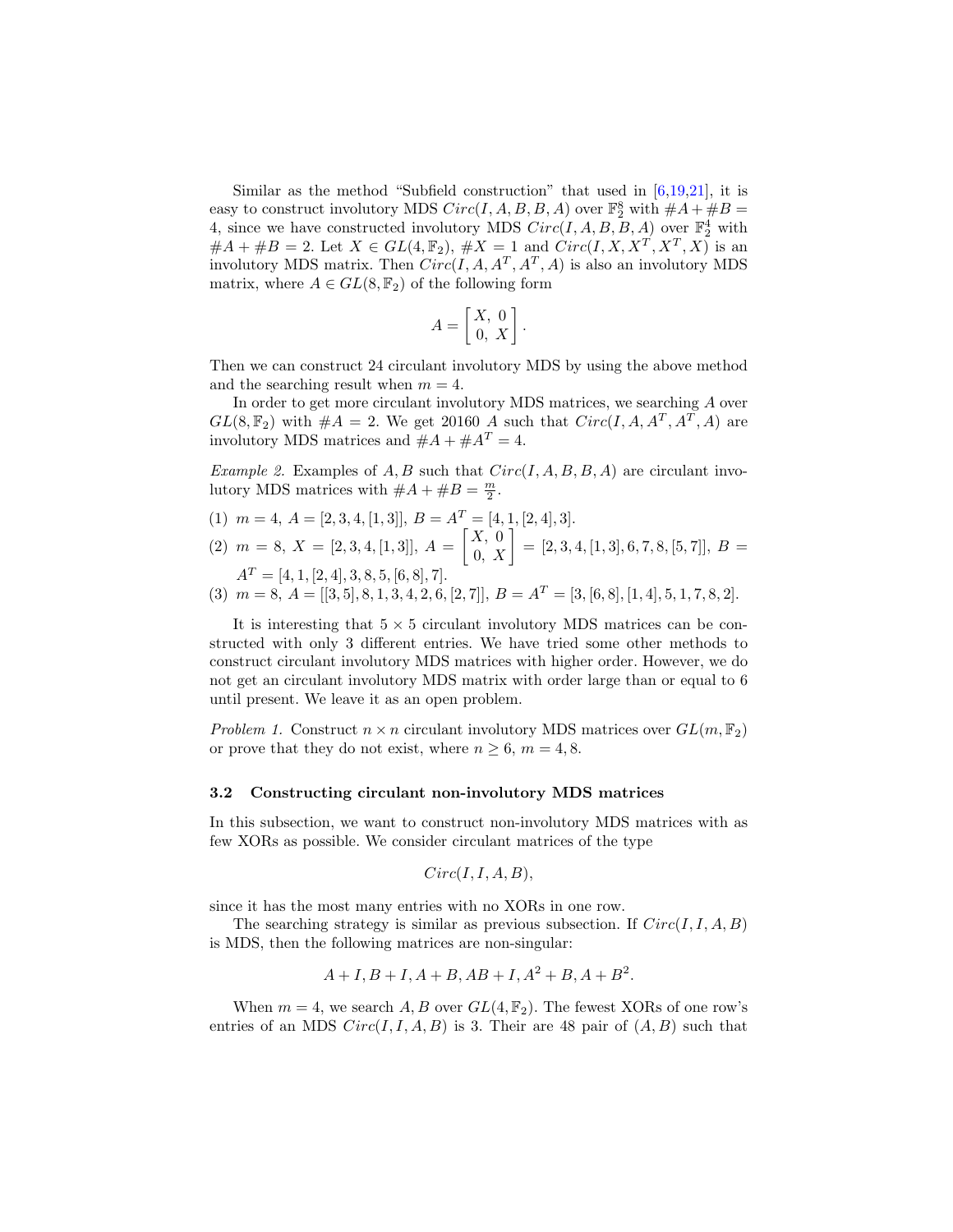Similar as the method "Subfield construction" that used in [6,19,21], it is easy to construct involutory MDS $Circ(I, A, B, B, A)$ over $\mathbb{F}_2^8$ with $\#A + \#B = 4$, since we have constructed involutory MDS $Circ(I, A, B, B, A)$ over $\mathbb{F}_2^4$ with $\#A + \#B = 2$. Let $X \in GL(4, \mathbb{F}_2)$, $\#X = 1$ and $Circ(I, X, X^T, X^T, X)$ is an involutory MDS matrix. Then $Circ(I, A, A^T, A^T, A)$ is also an involutory MDS matrix, where $A \in GL(8, \mathbb{F}_2)$ of the following form

$$A = \begin{bmatrix} X, & 0 \\ 0, & X \end{bmatrix}.$$

Then we can construct 24 circulant involutory MDS by using the above method and the searching result when $m = 4$.

In order to get more circulant involutory MDS matrices, we searching $A$ over $GL(8, \mathbb{F}_2)$ with $\#A = 2$. We get 20160 $A$ such that $Circ(I, A, A^T, A^T, A)$ are involutory MDS matrices and $\#A + \#A^T = 4$.

*Example 2.* Examples of $A, B$ such that $Circ(I, A, B, B, A)$ are circulant involutory MDS matrices with $\#A + \#B = \frac{m}{2}$.

(1) $m = 4$, $A = [2, 3, 4, [1, 3]]$, $B = A^T = [4, 1, [2, 4], 3]$.

(2) $m = 8$, $X = [2, 3, 4, [1, 3]]$, $A = \begin{bmatrix} X, & 0 \\ 0, & X \end{bmatrix} = [2, 3, 4, [1, 3], 6, 7, 8, [5, 7]]$, $B = A^T = [4, 1, [2, 4], 3, 8, 5, [6, 8], 7]$.

(3) $m = 8$, $A = [[3, 5], 8, 1, 3, 4, 2, 6, [2, 7]]$, $B = A^T = [3, [6, 8], [1, 4], 5, 1, 7, 8, 2]$.

It is interesting that $5 \times 5$ circulant involutory MDS matrices can be constructed with only 3 different entries. We have tried some other methods to construct circulant involutory MDS matrices with higher order. However, we do not get an circulant involutory MDS matrix with order large than or equal to 6 until present. We leave it as an open problem.

*Problem 1.* Construct $n \times n$ circulant involutory MDS matrices over $GL(m, \mathbb{F}_2)$ or prove that they do not exist, where $n \geq 6$, $m = 4, 8$.

### 3.2 Constructing circulant non-involutory MDS matrices

In this subsection, we want to construct non-involutory MDS matrices with as few XORs as possible. We consider circulant matrices of the type

$$Circ(I, I, A, B),$$

since it has the most many entries with no XORs in one row.

The searching strategy is similar as previous subsection. If $Circ(I, I, A, B)$ is MDS, then the following matrices are non-singular:

$$A + I, B + I, A + B, AB + I, A^2 + B, A + B^2.$$

When $m = 4$, we search $A, B$ over $GL(4, \mathbb{F}_2)$. The fewest XORs of one row's entries of an MDS $Circ(I, I, A, B)$ is 3. Their are 48 pair of $(A, B)$ such that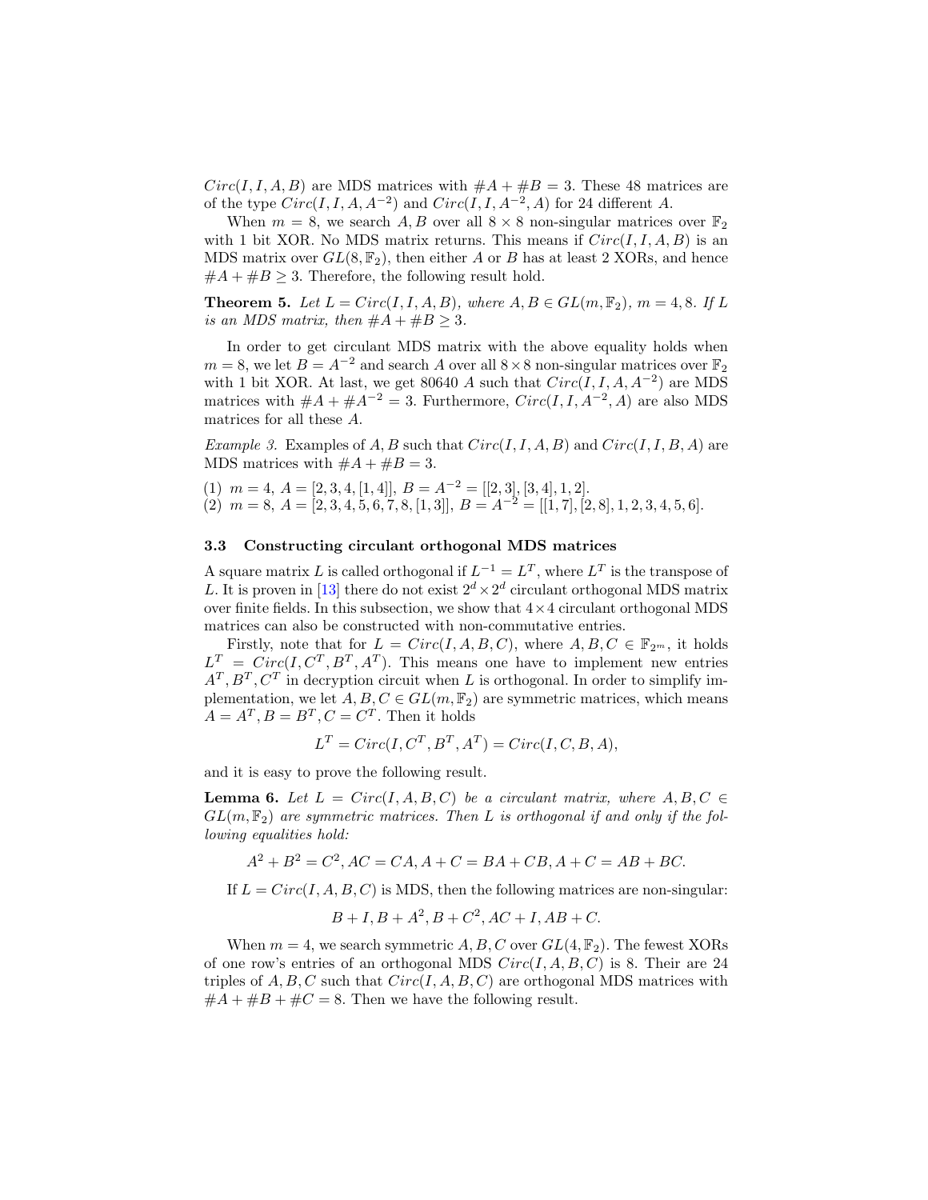$Circ(I, I, A, B)$ are MDS matrices with $\#A + \#B = 3$. These 48 matrices are of the type $Circ(I, I, A, A^{-2})$ and $Circ(I, I, A^{-2}, A)$ for 24 different $A$.

When $m = 8$, we search $A, B$ over all $8 \times 8$ non-singular matrices over $\mathbb{F}_2$ with 1 bit XOR. No MDS matrix returns. This means if $Circ(I, I, A, B)$ is an MDS matrix over $GL(8, \mathbb{F}_2)$, then either $A$ or $B$ has at least 2 XORs, and hence $\#A + \#B \geq 3$. Therefore, the following result hold.

**Theorem 5.** *Let $L = Circ(I, I, A, B)$, where $A, B \in GL(m, \mathbb{F}_2)$, $m = 4, 8$. If $L$ is an MDS matrix, then $\#A + \#B \geq 3$.*

In order to get circulant MDS matrix with the above equality holds when $m = 8$, we let $B = A^{-2}$ and search $A$ over all $8 \times 8$ non-singular matrices over $\mathbb{F}_2$ with 1 bit XOR. At last, we get 80640 $A$ such that $Circ(I, I, A, A^{-2})$ are MDS matrices with $\#A + \#A^{-2} = 3$. Furthermore, $Circ(I, I, A^{-2}, A)$ are also MDS matrices for all these $A$.

*Example 3.* Examples of $A, B$ such that $Circ(I, I, A, B)$ and $Circ(I, I, B, A)$ are MDS matrices with $\#A + \#B = 3$.

(1) $m = 4$, $A = [2, 3, 4, [1, 4]]$, $B = A^{-2} = [[2, 3], [3, 4], 1, 2]$.
(2) $m = 8$, $A = [2, 3, 4, 5, 6, 7, 8, [1, 3]]$, $B = A^{-2} = [[1, 7], [2, 8], 1, 2, 3, 4, 5, 6]$.

### 3.3 Constructing circulant orthogonal MDS matrices

A square matrix $L$ is called orthogonal if $L^{-1} = L^T$, where $L^T$ is the transpose of $L$. It is proven in [13] there do not exist $2^d \times 2^d$ circulant orthogonal MDS matrix over finite fields. In this subsection, we show that $4 \times 4$ circulant orthogonal MDS matrices can also be constructed with non-commutative entries.

Firstly, note that for $L = Circ(I, A, B, C)$, where $A, B, C \in \mathbb{F}_{2^m}$, it holds $L^T = Circ(I, C^T, B^T, A^T)$. This means one have to implement new entries $A^T, B^T, C^T$ in decryption circuit when $L$ is orthogonal. In order to simplify implementation, we let $A, B, C \in GL(m, \mathbb{F}_2)$ are symmetric matrices, which means $A = A^T, B = B^T, C = C^T$. Then it holds

$$L^T = Circ(I, C^T, B^T, A^T) = Circ(I, C, B, A),$$

and it is easy to prove the following result.

**Lemma 6.** *Let $L = Circ(I, A, B, C)$ be a circulant matrix, where $A, B, C \in GL(m, \mathbb{F}_2)$ are symmetric matrices. Then $L$ is orthogonal if and only if the following equalities hold:*

$$A^2 + B^2 = C^2, AC = CA, A + C = BA + CB, A + C = AB + BC.$$

If $L = Circ(I, A, B, C)$ is MDS, then the following matrices are non-singular:

$$B + I, B + A^2, B + C^2, AC + I, AB + C.$$

When $m = 4$, we search symmetric $A, B, C$ over $GL(4, \mathbb{F}_2)$. The fewest XORs of one row's entries of an orthogonal MDS $Circ(I, A, B, C)$ is 8. Their are 24 triples of $A, B, C$ such that $Circ(I, A, B, C)$ are orthogonal MDS matrices with $\#A + \#B + \#C = 8$. Then we have the following result.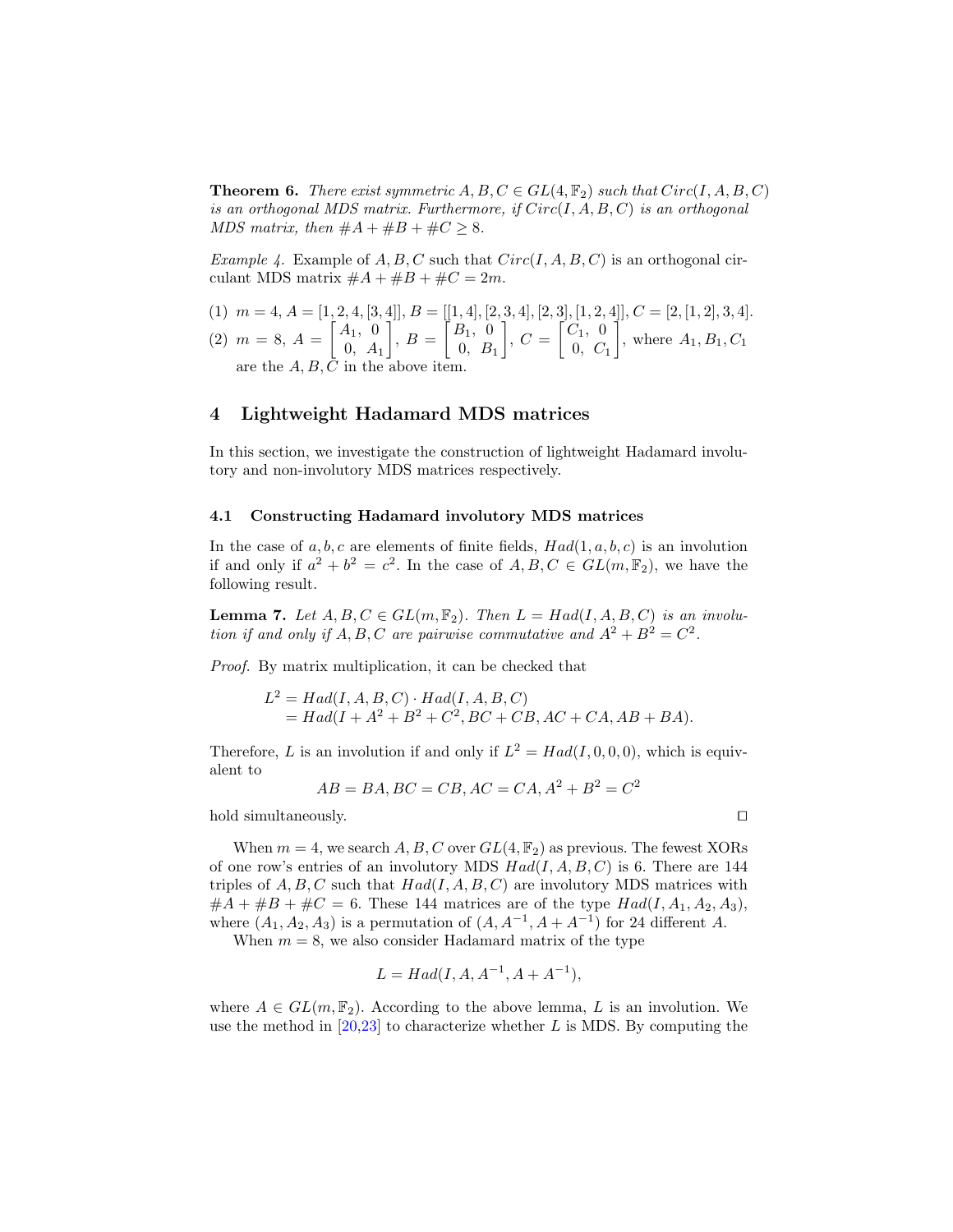**Theorem 6.** *There exist symmetric $A, B, C \in GL(4, \mathbb{F}_2)$ such that $Circ(I, A, B, C)$ is an orthogonal MDS matrix. Furthermore, if $Circ(I, A, B, C)$ is an orthogonal MDS matrix, then $\#A + \#B + \#C \geq 8$.*

*Example 4.* Example of $A, B, C$ such that $Circ(I, A, B, C)$ is an orthogonal circulant MDS matrix $\#A + \#B + \#C = 2m$.

(1) $m = 4$, $A = [1, 2, 4, [3, 4]]$, $B = [[1, 4], [2, 3, 4], [2, 3], [1, 2, 4]]$, $C = [2, [1, 2], 3, 4]$.

(2) $m = 8$, $A = \begin{bmatrix} A_1, & 0 \\ 0, & A_1 \end{bmatrix}$, $B = \begin{bmatrix} B_1, & 0 \\ 0, & B_1 \end{bmatrix}$, $C = \begin{bmatrix} C_1, & 0 \\ 0, & C_1 \end{bmatrix}$, where $A_1, B_1, C_1$ are the $A, B, C$ in the above item.

## 4 Lightweight Hadamard MDS matrices

In this section, we investigate the construction of lightweight Hadamard involutory and non-involutory MDS matrices respectively.

### 4.1 Constructing Hadamard involutory MDS matrices

In the case of $a, b, c$ are elements of finite fields, $Had(1, a, b, c)$ is an involution if and only if $a^2 + b^2 = c^2$. In the case of $A, B, C \in GL(m, \mathbb{F}_2)$, we have the following result.

**Lemma 7.** *Let $A, B, C \in GL(m, \mathbb{F}_2)$. Then $L = Had(I, A, B, C)$ is an involution if and only if $A, B, C$ are pairwise commutative and $A^2 + B^2 = C^2$.*

*Proof.* By matrix multiplication, it can be checked that

$$\begin{aligned} L^2 &= Had(I, A, B, C) \cdot Had(I, A, B, C) \\ &= Had(I + A^2 + B^2 + C^2, BC + CB, AC + CA, AB + BA). \end{aligned}$$

Therefore, $L$ is an involution if and only if $L^2 = Had(I, 0, 0, 0)$, which is equivalent to

$$AB = BA, BC = CB, AC = CA, A^2 + B^2 = C^2$$

hold simultaneously. □

When $m = 4$, we search $A, B, C$ over $GL(4, \mathbb{F}_2)$ as previous. The fewest XORs of one row's entries of an involutory MDS $Had(I, A, B, C)$ is 6. There are 144 triples of $A, B, C$ such that $Had(I, A, B, C)$ are involutory MDS matrices with $\#A + \#B + \#C = 6$. These 144 matrices are of the type $Had(I, A_1, A_2, A_3)$, where $(A_1, A_2, A_3)$ is a permutation of $(A, A^{-1}, A + A^{-1})$ for 24 different $A$.

When $m = 8$, we also consider Hadamard matrix of the type

$$L = Had(I, A, A^{-1}, A + A^{-1}),$$

where $A \in GL(m, \mathbb{F}_2)$. According to the above lemma, $L$ is an involution. We use the method in [20,23] to characterize whether $L$ is MDS. By computing the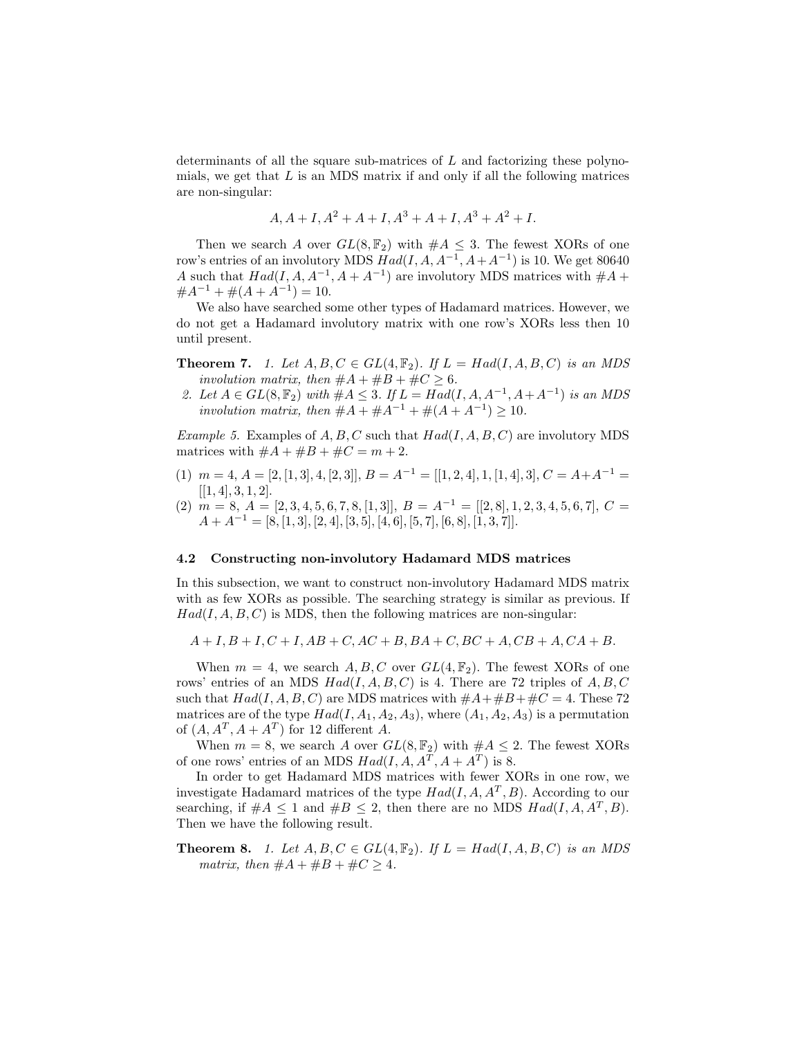determinants of all the square sub-matrices of $L$ and factorizing these polynomials, we get that $L$ is an MDS matrix if and only if all the following matrices are non-singular:

$$A, A+I, A^2+A+I, A^3+A+I, A^3+A^2+I.$$

Then we search $A$ over $GL(8,\mathbb{F}_2)$ with $\#A \leq 3$. The fewest XORs of one row's entries of an involutory MDS $Had(I, A, A^{-1}, A+A^{-1})$ is 10. We get 80640 $A$ such that $Had(I, A, A^{-1}, A+A^{-1})$ are involutory MDS matrices with $\#A + \#A^{-1} + \#(A+A^{-1}) = 10$.

We also have searched some other types of Hadamard matrices. However, we do not get a Hadamard involutory matrix with one row's XORs less then 10 until present.

**Theorem 7.** *1. Let $A, B, C \in GL(4,\mathbb{F}_2)$. If $L = Had(I, A, B, C)$ is an MDS involution matrix, then $\#A + \#B + \#C \geq 6$.*
*2. Let $A \in GL(8,\mathbb{F}_2)$ with $\#A \leq 3$. If $L = Had(I, A, A^{-1}, A+A^{-1})$ is an MDS involution matrix, then $\#A + \#A^{-1} + \#(A+A^{-1}) \geq 10$.*

*Example 5.* Examples of $A, B, C$ such that $Had(I, A, B, C)$ are involutory MDS matrices with $\#A + \#B + \#C = m + 2$.

(1) $m = 4$, $A = [2, [1, 3], 4, [2, 3]]$, $B = A^{-1} = [[1, 2, 4], 1, [1, 4], 3]$, $C = A+A^{-1} = [[1, 4], 3, 1, 2]$.
(2) $m = 8$, $A = [2, 3, 4, 5, 6, 7, 8, [1, 3]]$, $B = A^{-1} = [[2, 8], 1, 2, 3, 4, 5, 6, 7]$, $C = A + A^{-1} = [8, [1, 3], [2, 4], [3, 5], [4, 6], [5, 7], [6, 8], [1, 3, 7]]$.

### 4.2 Constructing non-involutory Hadamard MDS matrices

In this subsection, we want to construct non-involutory Hadamard MDS matrix with as few XORs as possible. The searching strategy is similar as previous. If $Had(I, A, B, C)$ is MDS, then the following matrices are non-singular:

$$A+I, B+I, C+I, AB+C, AC+B, BA+C, BC+A, CB+A, CA+B.$$

When $m = 4$, we search $A, B, C$ over $GL(4,\mathbb{F}_2)$. The fewest XORs of one rows' entries of an MDS $Had(I, A, B, C)$ is 4. There are 72 triples of $A, B, C$ such that $Had(I, A, B, C)$ are MDS matrices with $\#A+\#B+\#C = 4$. These 72 matrices are of the type $Had(I, A_1, A_2, A_3)$, where $(A_1, A_2, A_3)$ is a permutation of $(A, A^T, A+A^T)$ for 12 different $A$.

When $m = 8$, we search $A$ over $GL(8,\mathbb{F}_2)$ with $\#A \leq 2$. The fewest XORs of one rows' entries of an MDS $Had(I, A, A^T, A+A^T)$ is 8.

In order to get Hadamard MDS matrices with fewer XORs in one row, we investigate Hadamard matrices of the type $Had(I, A, A^T, B)$. According to our searching, if $\#A \leq 1$ and $\#B \leq 2$, then there are no MDS $Had(I, A, A^T, B)$. Then we have the following result.

**Theorem 8.** *1. Let $A, B, C \in GL(4,\mathbb{F}_2)$. If $L = Had(I, A, B, C)$ is an MDS matrix, then $\#A + \#B + \#C \geq 4$.*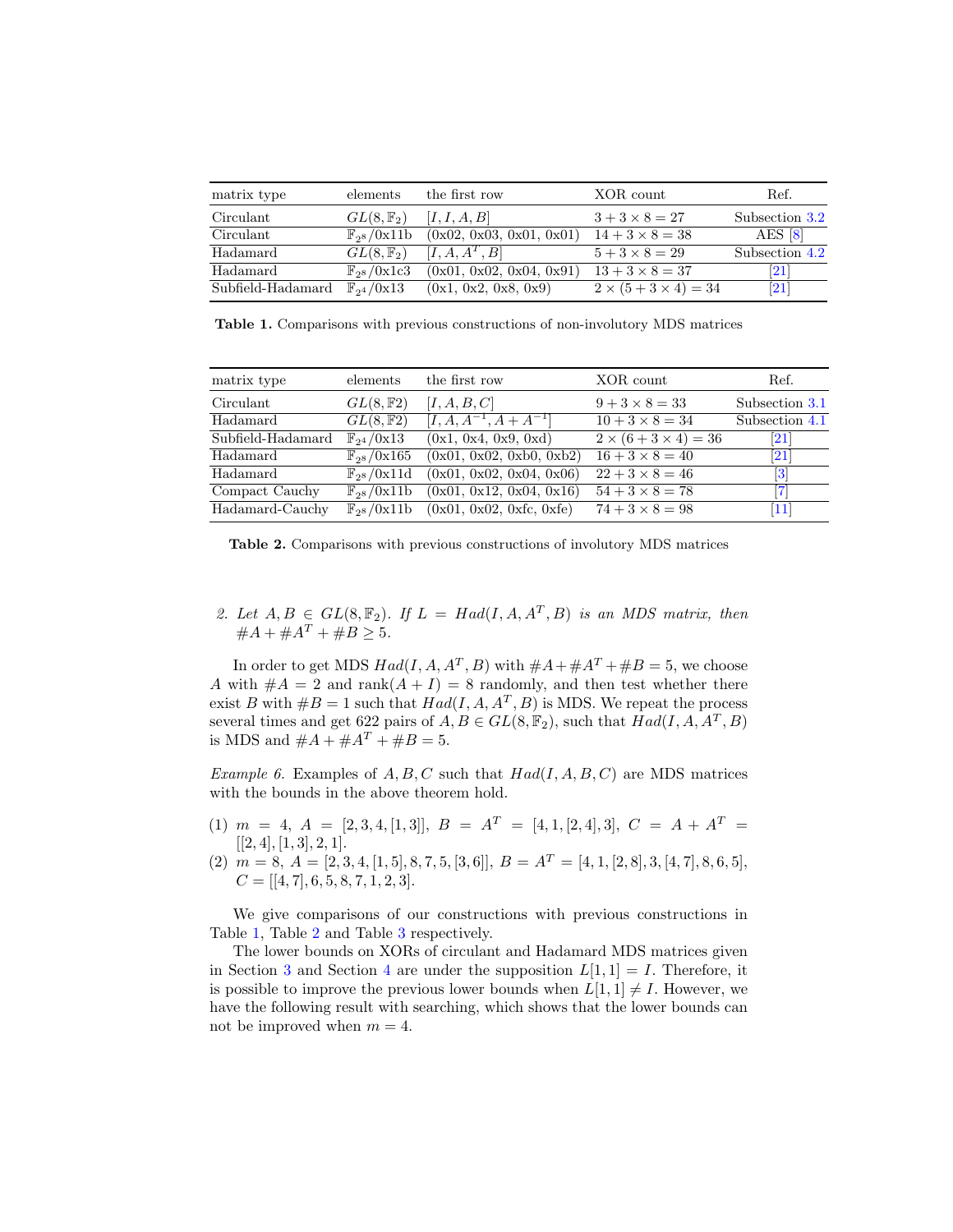| matrix type | elements | the first row | XOR count | Ref. |
|---|---|---|---|---|
| Circulant | $GL(8, \mathbb{F}_2)$ | $[I, I, A, B]$ | $3 + 3 \times 8 = 27$ | Subsection 3.2 |
| Circulant | $\mathbb{F}_{2^8}/0x11b$ | (0x02, 0x03, 0x01, 0x01) | $14 + 3 \times 8 = 38$ | AES [8] |
| Hadamard | $GL(8, \mathbb{F}_2)$ | $[I, A, A^T, B]$ | $5 + 3 \times 8 = 29$ | Subsection 4.2 |
| Hadamard | $\mathbb{F}_{2^8}/0x1c3$ | (0x01, 0x02, 0x04, 0x91) | $13 + 3 \times 8 = 37$ | [21] |
| Subfield-Hadamard | $\mathbb{F}_{2^4}/0x13$ | (0x1, 0x2, 0x8, 0x9) | $2 \times (5 + 3 \times 4) = 34$ | [21] |

**Table 1.** Comparisons with previous constructions of non-involutory MDS matrices

| matrix type | elements | the first row | XOR count | Ref. |
|---|---|---|---|---|
| Circulant | $GL(8, \mathbb{F}2)$ | $[I, A, B, C]$ | $9 + 3 \times 8 = 33$ | Subsection 3.1 |
| Hadamard | $GL(8, \mathbb{F}2)$ | $[I, A, A^{-1}, A + A^{-1}]$ | $10 + 3 \times 8 = 34$ | Subsection 4.1 |
| Subfield-Hadamard | $\mathbb{F}_{2^4}/0x13$ | (0x1, 0x4, 0x9, 0xd) | $2 \times (6 + 3 \times 4) = 36$ | [21] |
| Hadamard | $\mathbb{F}_{2^8}/0x165$ | (0x01, 0x02, 0xb0, 0xb2) | $16 + 3 \times 8 = 40$ | [21] |
| Hadamard | $\mathbb{F}_{2^8}/0x11d$ | (0x01, 0x02, 0x04, 0x06) | $22 + 3 \times 8 = 46$ | [3] |
| Compact Cauchy | $\mathbb{F}_{2^8}/0x11b$ | (0x01, 0x12, 0x04, 0x16) | $54 + 3 \times 8 = 78$ | [7] |
| Hadamard-Cauchy | $\mathbb{F}_{2^8}/0x11b$ | (0x01, 0x02, 0xfc, 0xfe) | $74 + 3 \times 8 = 98$ | [11] |

**Table 2.** Comparisons with previous constructions of involutory MDS matrices

2. *Let $A, B \in GL(8, \mathbb{F}_2)$. If $L = Had(I, A, A^T, B)$ is an MDS matrix, then $\#A + \#A^T + \#B \geq 5$.*

In order to get MDS $Had(I, A, A^T, B)$ with $\#A + \#A^T + \#B = 5$, we choose $A$ with $\#A = 2$ and $\text{rank}(A + I) = 8$ randomly, and then test whether there exist $B$ with $\#B = 1$ such that $Had(I, A, A^T, B)$ is MDS. We repeat the process several times and get 622 pairs of $A, B \in GL(8, \mathbb{F}_2)$, such that $Had(I, A, A^T, B)$ is MDS and $\#A + \#A^T + \#B = 5$.

*Example 6.* Examples of $A, B, C$ such that $Had(I, A, B, C)$ are MDS matrices with the bounds in the above theorem hold.

(1) $m = 4$, $A = [2, 3, 4, [1, 3]]$, $B = A^T = [4, 1, [2, 4], 3]$, $C = A + A^T = [[2, 4], [1, 3], 2, 1]$.

(2) $m = 8$, $A = [2, 3, 4, [1, 5], 8, 7, 5, [3, 6]]$, $B = A^T = [4, 1, [2, 8], 3, [4, 7], 8, 6, 5]$, $C = [[4, 7], 6, 5, 8, 7, 1, 2, 3]$.

We give comparisons of our constructions with previous constructions in Table 1, Table 2 and Table 3 respectively.

The lower bounds on XORs of circulant and Hadamard MDS matrices given in Section 3 and Section 4 are under the supposition $L[1, 1] = I$. Therefore, it is possible to improve the previous lower bounds when $L[1, 1] \neq I$. However, we have the following result with searching, which shows that the lower bounds can not be improved when $m = 4$.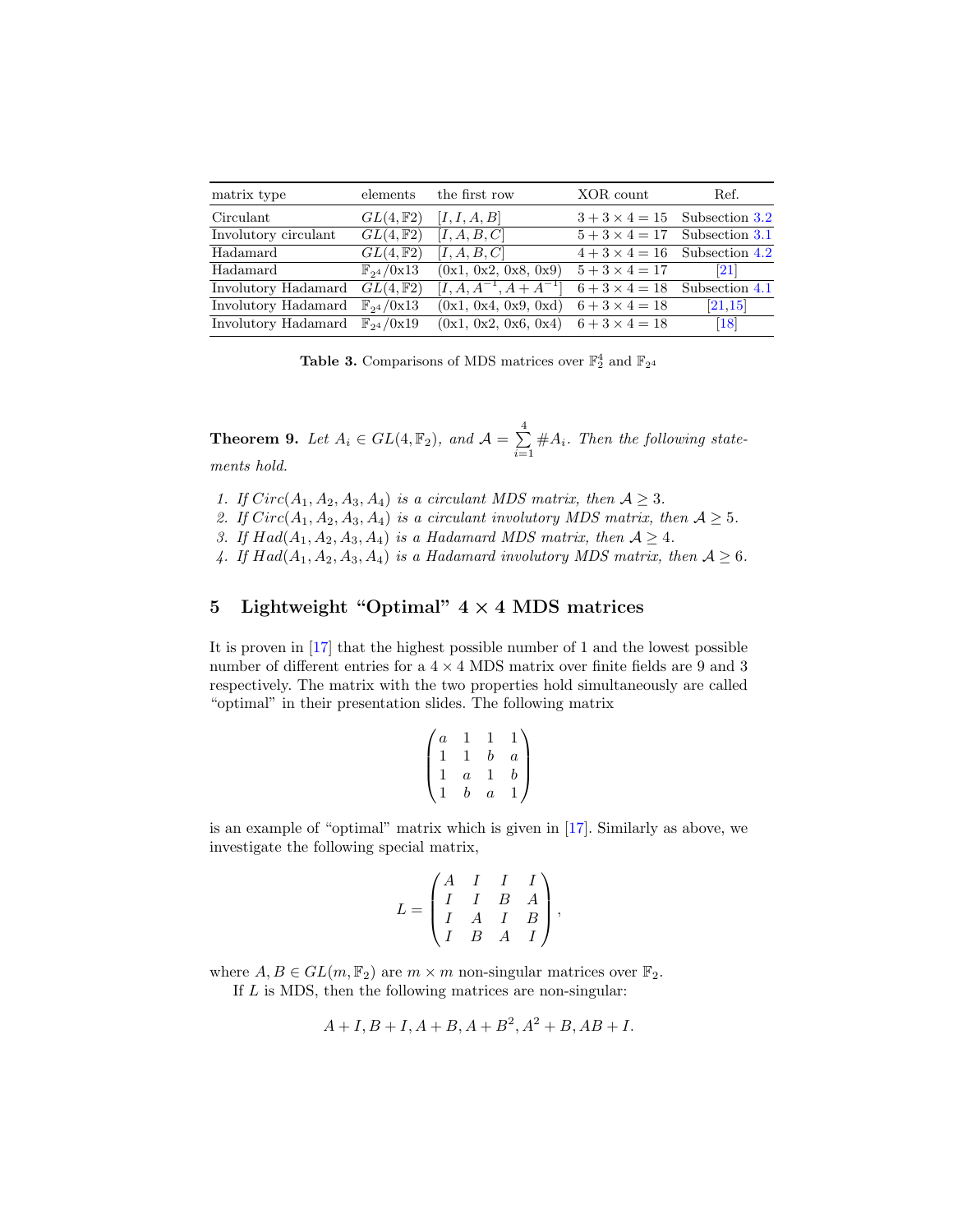| matrix type | elements | the first row | XOR count | Ref. |
| --- | --- | --- | --- | --- |
| Circulant | $GL(4, \mathbb{F}2)$ | $[I, I, A, B]$ | $3 + 3 \times 4 = 15$ | Subsection 3.2 |
| Involutory circulant | $GL(4, \mathbb{F}2)$ | $[I, A, B, C]$ | $5 + 3 \times 4 = 17$ | Subsection 3.1 |
| Hadamard | $GL(4, \mathbb{F}2)$ | $[I, A, B, C]$ | $4 + 3 \times 4 = 16$ | Subsection 4.2 |
| Hadamard | $\mathbb{F}_{2^4}$/0x13 | (0x1, 0x2, 0x8, 0x9) | $5 + 3 \times 4 = 17$ | [21] |
| Involutory Hadamard | $GL(4, \mathbb{F}2)$ | $[I, A, A^{-1}, A + A^{-1}]$ | $6 + 3 \times 4 = 18$ | Subsection 4.1 |
| Involutory Hadamard | $\mathbb{F}_{2^4}$/0x13 | (0x1, 0x4, 0x9, 0xd) | $6 + 3 \times 4 = 18$ | [21,15] |
| Involutory Hadamard | $\mathbb{F}_{2^4}$/0x19 | (0x1, 0x2, 0x6, 0x4) | $6 + 3 \times 4 = 18$ | [18] |

**Table 3.** Comparisons of MDS matrices over $\mathbb{F}_2^4$ and $\mathbb{F}_{2^4}$

**Theorem 9.** *Let $A_i \in GL(4, \mathbb{F}_2)$, and $\mathcal{A} = \sum_{i=1}^{4} \#A_i$. Then the following statements hold.*

1. *If $Circ(A_1, A_2, A_3, A_4)$ is a circulant MDS matrix, then $\mathcal{A} \geq 3$.*
2. *If $Circ(A_1, A_2, A_3, A_4)$ is a circulant involutory MDS matrix, then $\mathcal{A} \geq 5$.*
3. *If $Had(A_1, A_2, A_3, A_4)$ is a Hadamard MDS matrix, then $\mathcal{A} \geq 4$.*
4. *If $Had(A_1, A_2, A_3, A_4)$ is a Hadamard involutory MDS matrix, then $\mathcal{A} \geq 6$.*

## 5 Lightweight "Optimal" $4 \times 4$ MDS matrices

It is proven in [17] that the highest possible number of 1 and the lowest possible number of different entries for a $4 \times 4$ MDS matrix over finite fields are 9 and 3 respectively. The matrix with the two properties hold simultaneously are called "optimal" in their presentation slides. The following matrix

$$\begin{pmatrix} a & 1 & 1 & 1 \\ 1 & 1 & b & a \\ 1 & a & 1 & b \\ 1 & b & a & 1 \end{pmatrix}$$

is an example of "optimal" matrix which is given in [17]. Similarly as above, we investigate the following special matrix,

$$L = \begin{pmatrix} A & I & I & I \\ I & I & B & A \\ I & A & I & B \\ I & B & A & I \end{pmatrix},$$

where $A, B \in GL(m, \mathbb{F}_2)$ are $m \times m$ non-singular matrices over $\mathbb{F}_2$.

If $L$ is MDS, then the following matrices are non-singular:

$$A + I, B + I, A + B, A + B^2, A^2 + B, AB + I.$$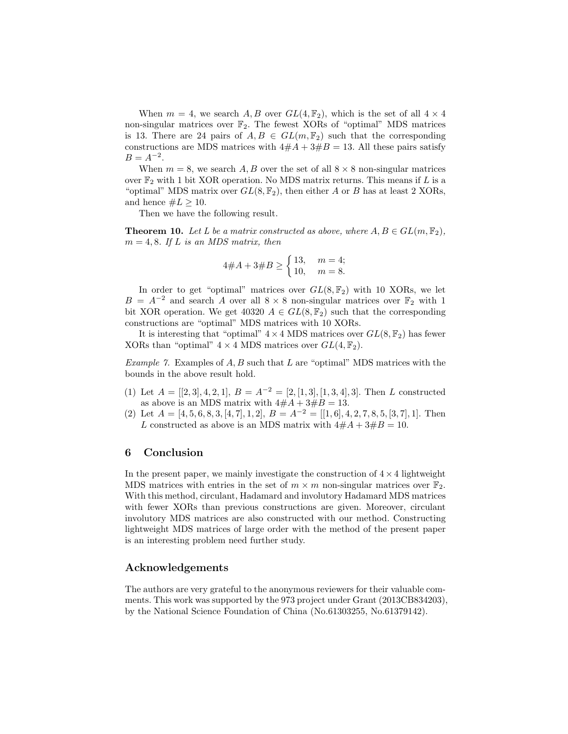When $m = 4$, we search $A, B$ over $GL(4, \mathbb{F}_2)$, which is the set of all $4 \times 4$ non-singular matrices over $\mathbb{F}_2$. The fewest XORs of "optimal" MDS matrices is 13. There are 24 pairs of $A, B \in GL(m, \mathbb{F}_2)$ such that the corresponding constructions are MDS matrices with $4\#A + 3\#B = 13$. All these pairs satisfy $B = A^{-2}$.

When $m = 8$, we search $A, B$ over the set of all $8 \times 8$ non-singular matrices over $\mathbb{F}_2$ with 1 bit XOR operation. No MDS matrix returns. This means if $L$ is a "optimal" MDS matrix over $GL(8, \mathbb{F}_2)$, then either $A$ or $B$ has at least 2 XORs, and hence $\#L \geq 10$.

Then we have the following result.

**Theorem 10.** *Let $L$ be a matrix constructed as above, where $A, B \in GL(m, \mathbb{F}_2)$, $m = 4, 8$. If $L$ is an MDS matrix, then*

$$4\#A + 3\#B \geq \begin{cases} 13, & m = 4; \\ 10, & m = 8. \end{cases}$$

In order to get "optimal" matrices over $GL(8, \mathbb{F}_2)$ with 10 XORs, we let $B = A^{-2}$ and search $A$ over all $8 \times 8$ non-singular matrices over $\mathbb{F}_2$ with 1 bit XOR operation. We get 40320 $A \in GL(8, \mathbb{F}_2)$ such that the corresponding constructions are "optimal" MDS matrices with 10 XORs.

It is interesting that "optimal" $4 \times 4$ MDS matrices over $GL(8, \mathbb{F}_2)$ has fewer XORs than "optimal" $4 \times 4$ MDS matrices over $GL(4, \mathbb{F}_2)$.

*Example 7.* Examples of $A, B$ such that $L$ are "optimal" MDS matrices with the bounds in the above result hold.

(1) Let $A = [[2, 3], 4, 2, 1]$, $B = A^{-2} = [2, [1, 3], [1, 3, 4], 3]$. Then $L$ constructed as above is an MDS matrix with $4\#A + 3\#B = 13$.
(2) Let $A = [4, 5, 6, 8, 3, [4, 7], 1, 2]$, $B = A^{-2} = [[1, 6], 4, 2, 7, 8, 5, [3, 7], 1]$. Then $L$ constructed as above is an MDS matrix with $4\#A + 3\#B = 10$.

## 6 Conclusion

In the present paper, we mainly investigate the construction of $4 \times 4$ lightweight MDS matrices with entries in the set of $m \times m$ non-singular matrices over $\mathbb{F}_2$. With this method, circulant, Hadamard and involutory Hadamard MDS matrices with fewer XORs than previous constructions are given. Moreover, circulant involutory MDS matrices are also constructed with our method. Constructing lightweight MDS matrices of large order with the method of the present paper is an interesting problem need further study.

### Acknowledgements

The authors are very grateful to the anonymous reviewers for their valuable comments. This work was supported by the 973 project under Grant (2013CB834203), by the National Science Foundation of China (No.61303255, No.61379142).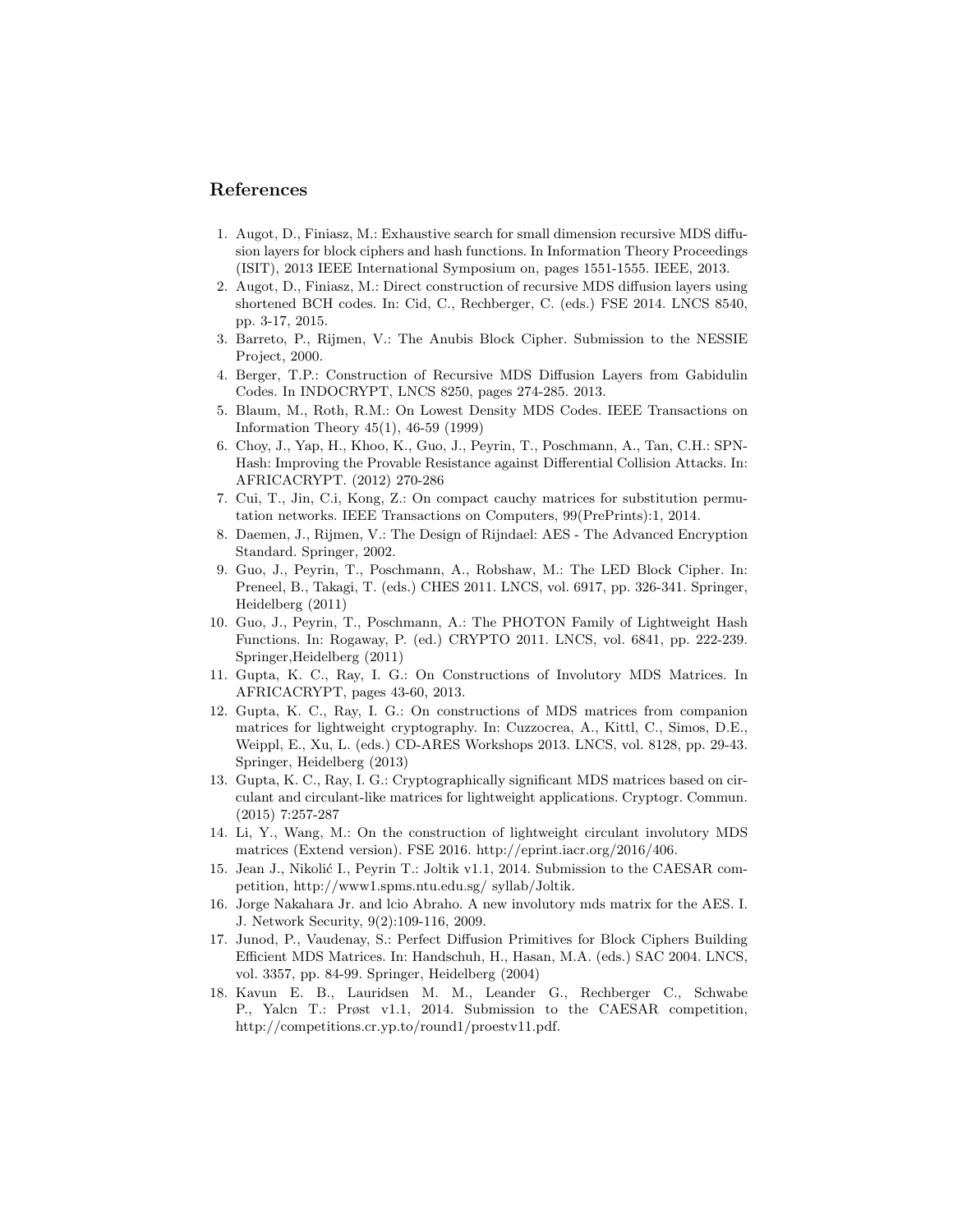## References

1. Augot, D., Finiasz, M.: Exhaustive search for small dimension recursive MDS diffusion layers for block ciphers and hash functions. In Information Theory Proceedings (ISIT), 2013 IEEE International Symposium on, pages 1551-1555. IEEE, 2013.
2. Augot, D., Finiasz, M.: Direct construction of recursive MDS diffusion layers using shortened BCH codes. In: Cid, C., Rechberger, C. (eds.) FSE 2014. LNCS 8540, pp. 3-17, 2015.
3. Barreto, P., Rijmen, V.: The Anubis Block Cipher. Submission to the NESSIE Project, 2000.
4. Berger, T.P.: Construction of Recursive MDS Diffusion Layers from Gabidulin Codes. In INDOCRYPT, LNCS 8250, pages 274-285. 2013.
5. Blaum, M., Roth, R.M.: On Lowest Density MDS Codes. IEEE Transactions on Information Theory 45(1), 46-59 (1999)
6. Choy, J., Yap, H., Khoo, K., Guo, J., Peyrin, T., Poschmann, A., Tan, C.H.: SPN-Hash: Improving the Provable Resistance against Differential Collision Attacks. In: AFRICACRYPT. (2012) 270-286
7. Cui, T., Jin, C.i, Kong, Z.: On compact cauchy matrices for substitution permutation networks. IEEE Transactions on Computers, 99(PrePrints):1, 2014.
8. Daemen, J., Rijmen, V.: The Design of Rijndael: AES - The Advanced Encryption Standard. Springer, 2002.
9. Guo, J., Peyrin, T., Poschmann, A., Robshaw, M.: The LED Block Cipher. In: Preneel, B., Takagi, T. (eds.) CHES 2011. LNCS, vol. 6917, pp. 326-341. Springer, Heidelberg (2011)
10. Guo, J., Peyrin, T., Poschmann, A.: The PHOTON Family of Lightweight Hash Functions. In: Rogaway, P. (ed.) CRYPTO 2011. LNCS, vol. 6841, pp. 222-239. Springer,Heidelberg (2011)
11. Gupta, K. C., Ray, I. G.: On Constructions of Involutory MDS Matrices. In AFRICACRYPT, pages 43-60, 2013.
12. Gupta, K. C., Ray, I. G.: On constructions of MDS matrices from companion matrices for lightweight cryptography. In: Cuzzocrea, A., Kittl, C., Simos, D.E., Weippl, E., Xu, L. (eds.) CD-ARES Workshops 2013. LNCS, vol. 8128, pp. 29-43. Springer, Heidelberg (2013)
13. Gupta, K. C., Ray, I. G.: Cryptographically significant MDS matrices based on circulant and circulant-like matrices for lightweight applications. Cryptogr. Commun. (2015) 7:257-287
14. Li, Y., Wang, M.: On the construction of lightweight circulant involutory MDS matrices (Extend version). FSE 2016. http://eprint.iacr.org/2016/406.
15. Jean J., Nikolić I., Peyrin T.: Joltik v1.1, 2014. Submission to the CAESAR competition, http://www1.spms.ntu.edu.sg/ syllab/Joltik.
16. Jorge Nakahara Jr. and lcio Abraho. A new involutory mds matrix for the AES. I. J. Network Security, 9(2):109-116, 2009.
17. Junod, P., Vaudenay, S.: Perfect Diffusion Primitives for Block Ciphers Building Efficient MDS Matrices. In: Handschuh, H., Hasan, M.A. (eds.) SAC 2004. LNCS, vol. 3357, pp. 84-99. Springer, Heidelberg (2004)
18. Kavun E. B., Lauridsen M. M., Leander G., Rechberger C., Schwabe P., Yalcn T.: Prøst v1.1, 2014. Submission to the CAESAR competition, http://competitions.cr.yp.to/round1/proestv11.pdf.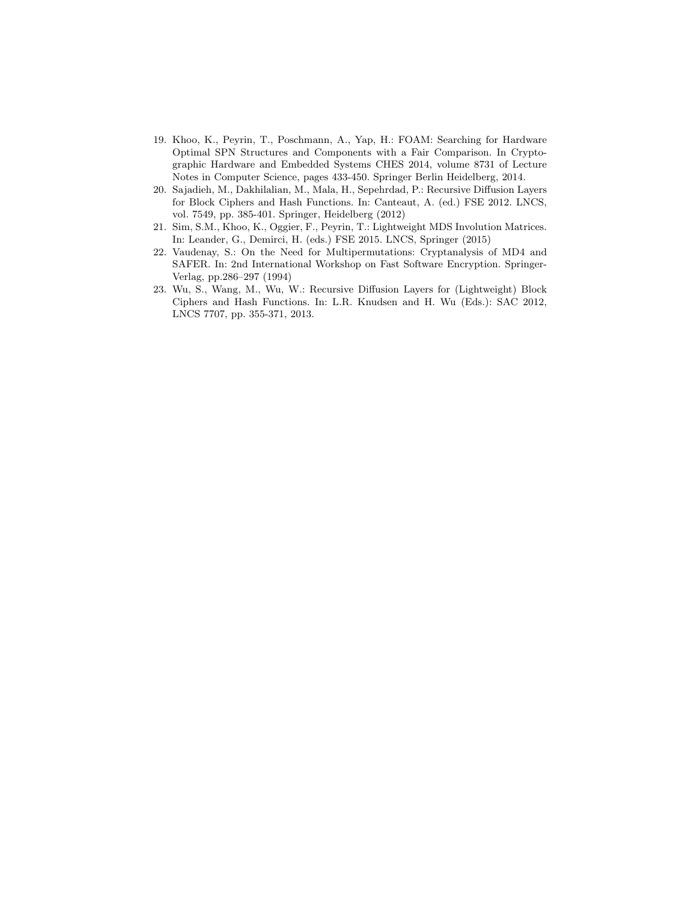19. Khoo, K., Peyrin, T., Poschmann, A., Yap, H.: FOAM: Searching for Hardware Optimal SPN Structures and Components with a Fair Comparison. In Cryptographic Hardware and Embedded Systems CHES 2014, volume 8731 of Lecture Notes in Computer Science, pages 433-450. Springer Berlin Heidelberg, 2014.
20. Sajadieh, M., Dakhilalian, M., Mala, H., Sepehrdad, P.: Recursive Diffusion Layers for Block Ciphers and Hash Functions. In: Canteaut, A. (ed.) FSE 2012. LNCS, vol. 7549, pp. 385-401. Springer, Heidelberg (2012)
21. Sim, S.M., Khoo, K., Oggier, F., Peyrin, T.: Lightweight MDS Involution Matrices. In: Leander, G., Demirci, H. (eds.) FSE 2015. LNCS, Springer (2015)
22. Vaudenay, S.: On the Need for Multipermutations: Cryptanalysis of MD4 and SAFER. In: 2nd International Workshop on Fast Software Encryption. Springer-Verlag, pp.286–297 (1994)
23. Wu, S., Wang, M., Wu, W.: Recursive Diffusion Layers for (Lightweight) Block Ciphers and Hash Functions. In: L.R. Knudsen and H. Wu (Eds.): SAC 2012, LNCS 7707, pp. 355-371, 2013.